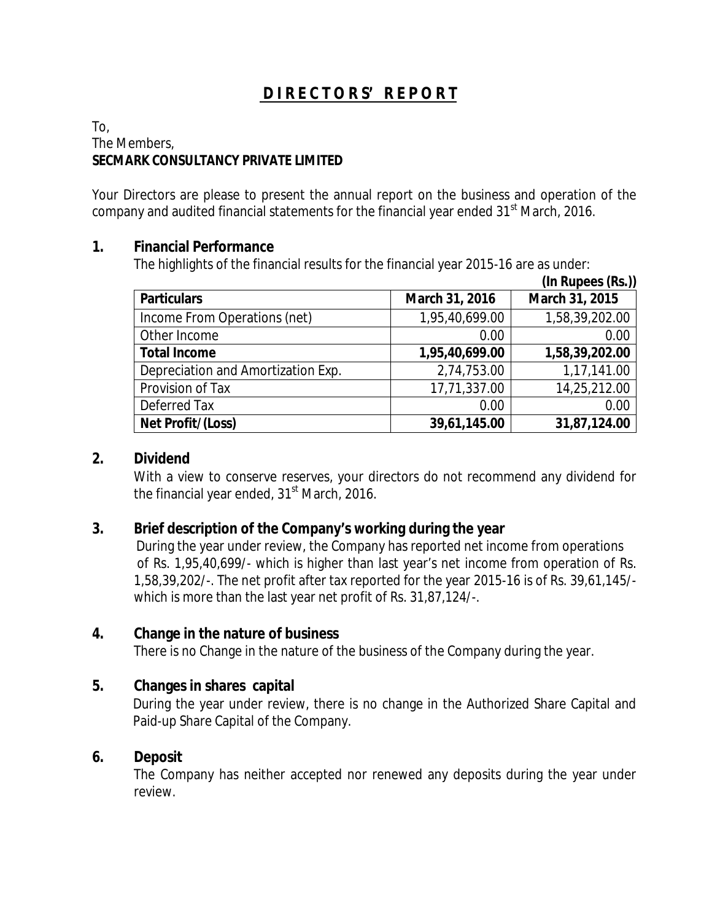# DIRECTORS' REPORT

To,
The Members,
**SECMARK CONSULTANCY PRIVATE LIMITED**

Your Directors are please to present the annual report on the business and operation of the company and audited financial statements for the financial year ended 31st March, 2016.

## 1. Financial Performance

The highlights of the financial results for the financial year 2015-16 are as under:

**(In Rupees (Rs.))**

| Particulars | March 31, 2016 | March 31, 2015 |
|---|---|---|
| Income From Operations (net) | 1,95,40,699.00 | 1,58,39,202.00 |
| Other Income | 0.00 | 0.00 |
| **Total Income** | **1,95,40,699.00** | **1,58,39,202.00** |
| Depreciation and Amortization Exp. | 2,74,753.00 | 1,17,141.00 |
| Provision of Tax | 17,71,337.00 | 14,25,212.00 |
| Deferred Tax | 0.00 | 0.00 |
| **Net Profit/(Loss)** | **39,61,145.00** | **31,87,124.00** |

## 2. Dividend

With a view to conserve reserves, your directors do not recommend any dividend for the financial year ended, 31st March, 2016.

## 3. Brief description of the Company's working during the year

During the year under review, the Company has reported net income from operations of Rs. 1,95,40,699/- which is higher than last year's net income from operation of Rs. 1,58,39,202/-. The net profit after tax reported for the year 2015-16 is of Rs. 39,61,145/- which is more than the last year net profit of Rs. 31,87,124/-.

## 4. Change in the nature of business

There is no Change in the nature of the business of the Company during the year.

## 5. Changes in shares capital

During the year under review, there is no change in the Authorized Share Capital and Paid-up Share Capital of the Company.

## 6. Deposit

The Company has neither accepted nor renewed any deposits during the year under review.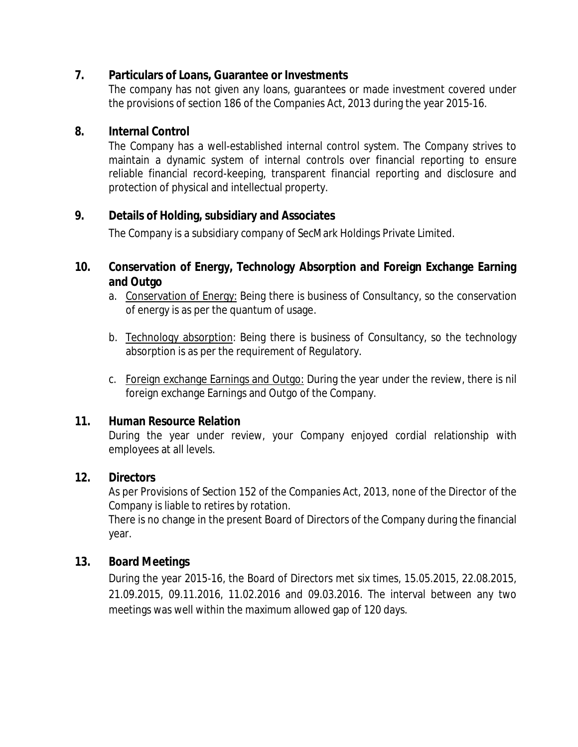## 7. Particulars of Loans, Guarantee or Investments

The company has not given any loans, guarantees or made investment covered under the provisions of section 186 of the Companies Act, 2013 during the year 2015-16.

## 8. Internal Control

The Company has a well-established internal control system. The Company strives to maintain a dynamic system of internal controls over financial reporting to ensure reliable financial record-keeping, transparent financial reporting and disclosure and protection of physical and intellectual property.

## 9. Details of Holding, subsidiary and Associates

The Company is a subsidiary company of SecMark Holdings Private Limited.

## 10. Conservation of Energy, Technology Absorption and Foreign Exchange Earning and Outgo

a. Conservation of Energy: Being there is business of Consultancy, so the conservation of energy is as per the quantum of usage.

b. Technology absorption: Being there is business of Consultancy, so the technology absorption is as per the requirement of Regulatory.

c. Foreign exchange Earnings and Outgo: During the year under the review, there is nil foreign exchange Earnings and Outgo of the Company.

## 11. Human Resource Relation

During the year under review, your Company enjoyed cordial relationship with employees at all levels.

## 12. Directors

As per Provisions of Section 152 of the Companies Act, 2013, none of the Director of the Company is liable to retires by rotation.

There is no change in the present Board of Directors of the Company during the financial year.

## 13. Board Meetings

During the year 2015-16, the Board of Directors met six times, 15.05.2015, 22.08.2015, 21.09.2015, 09.11.2016, 11.02.2016 and 09.03.2016. The interval between any two meetings was well within the maximum allowed gap of 120 days.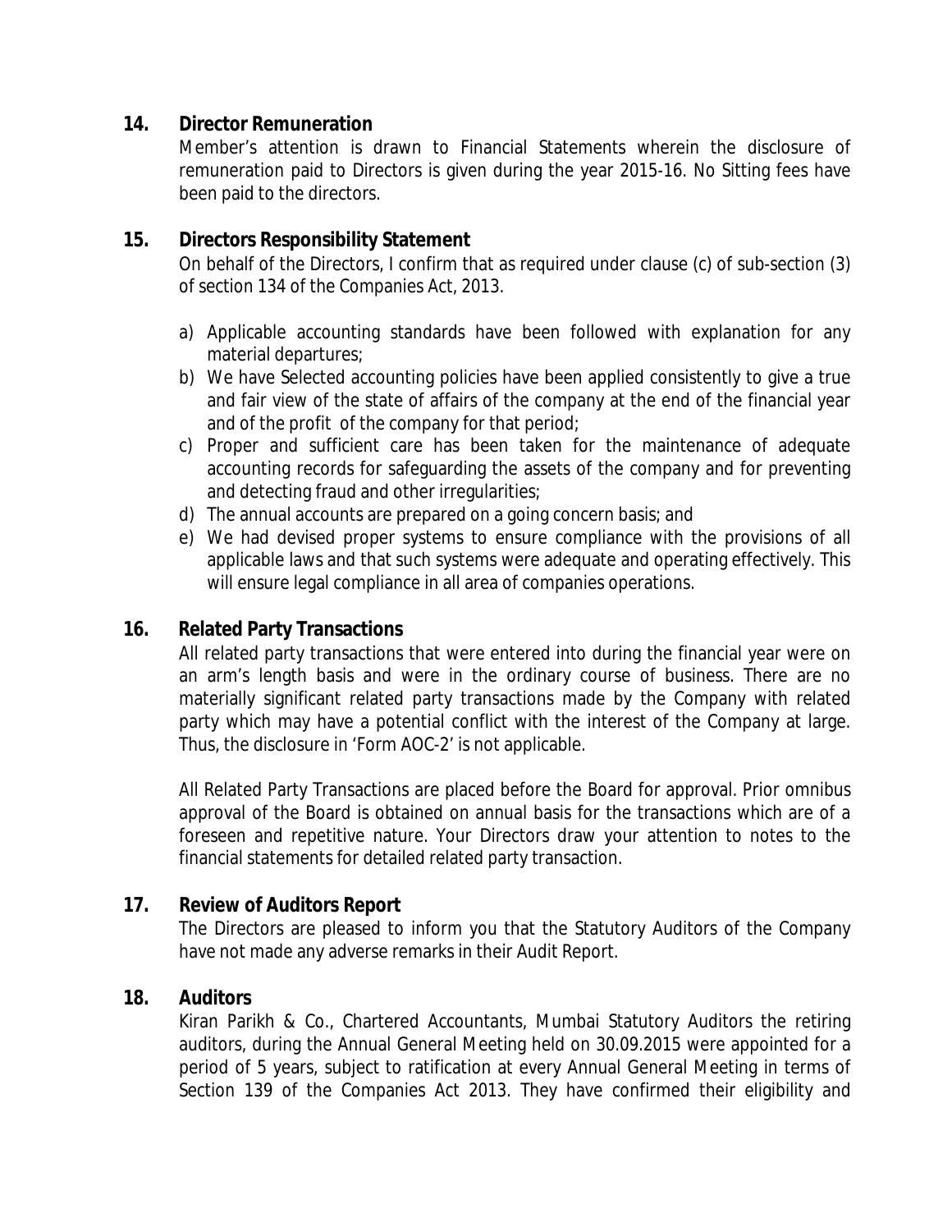## 14. Director Remuneration

Member's attention is drawn to Financial Statements wherein the disclosure of remuneration paid to Directors is given during the year 2015-16. No Sitting fees have been paid to the directors.

## 15. Directors Responsibility Statement

On behalf of the Directors, I confirm that as required under clause (c) of sub-section (3) of section 134 of the Companies Act, 2013.

a) Applicable accounting standards have been followed with explanation for any material departures;
b) We have Selected accounting policies have been applied consistently to give a true and fair view of the state of affairs of the company at the end of the financial year and of the profit of the company for that period;
c) Proper and sufficient care has been taken for the maintenance of adequate accounting records for safeguarding the assets of the company and for preventing and detecting fraud and other irregularities;
d) The annual accounts are prepared on a going concern basis; and
e) We had devised proper systems to ensure compliance with the provisions of all applicable laws and that such systems were adequate and operating effectively. This will ensure legal compliance in all area of companies operations.

## 16. Related Party Transactions

All related party transactions that were entered into during the financial year were on an arm's length basis and were in the ordinary course of business. There are no materially significant related party transactions made by the Company with related party which may have a potential conflict with the interest of the Company at large. Thus, the disclosure in 'Form AOC-2' is not applicable.

All Related Party Transactions are placed before the Board for approval. Prior omnibus approval of the Board is obtained on annual basis for the transactions which are of a foreseen and repetitive nature. Your Directors draw your attention to notes to the financial statements for detailed related party transaction.

## 17. Review of Auditors Report

The Directors are pleased to inform you that the Statutory Auditors of the Company have not made any adverse remarks in their Audit Report.

## 18. Auditors

Kiran Parikh & Co., Chartered Accountants, Mumbai Statutory Auditors the retiring auditors, during the Annual General Meeting held on 30.09.2015 were appointed for a period of 5 years, subject to ratification at every Annual General Meeting in terms of Section 139 of the Companies Act 2013. They have confirmed their eligibility and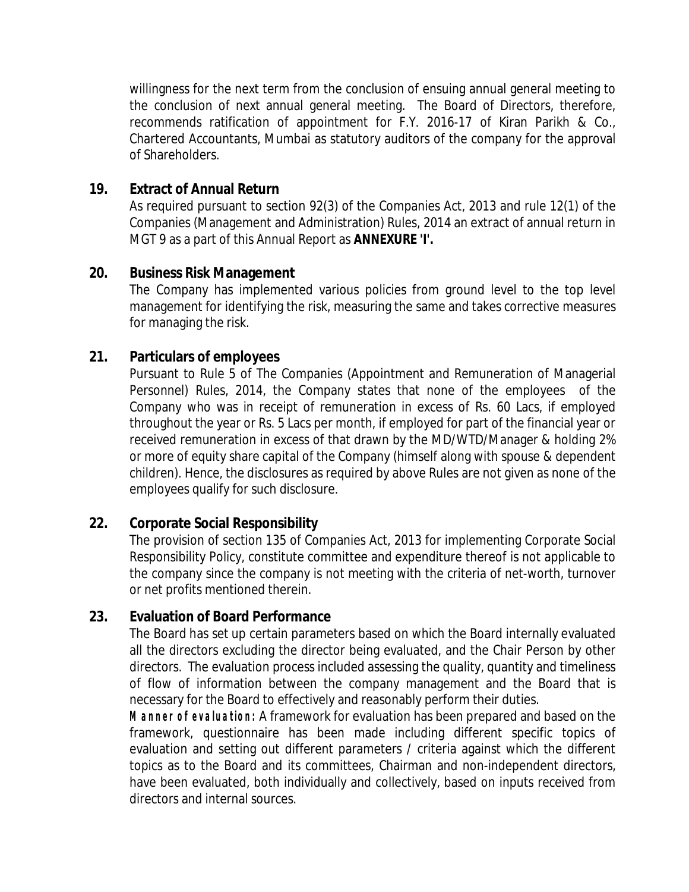willingness for the next term from the conclusion of ensuing annual general meeting to the conclusion of next annual general meeting. The Board of Directors, therefore, recommends ratification of appointment for F.Y. 2016-17 of Kiran Parikh & Co., Chartered Accountants, Mumbai as statutory auditors of the company for the approval of Shareholders.

## 19. Extract of Annual Return

As required pursuant to section 92(3) of the Companies Act, 2013 and rule 12(1) of the Companies (Management and Administration) Rules, 2014 an extract of annual return in MGT 9 as a part of this Annual Report as **ANNEXURE 'I'.**

## 20. Business Risk Management

The Company has implemented various policies from ground level to the top level management for identifying the risk, measuring the same and takes corrective measures for managing the risk.

## 21. Particulars of employees

Pursuant to Rule 5 of The Companies (Appointment and Remuneration of Managerial Personnel) Rules, 2014, the Company states that none of the employees of the Company who was in receipt of remuneration in excess of Rs. 60 Lacs, if employed throughout the year or Rs. 5 Lacs per month, if employed for part of the financial year or received remuneration in excess of that drawn by the MD/WTD/Manager & holding 2% or more of equity share capital of the Company (himself along with spouse & dependent children). Hence, the disclosures as required by above Rules are not given as none of the employees qualify for such disclosure.

## 22. Corporate Social Responsibility

The provision of section 135 of Companies Act, 2013 for implementing Corporate Social Responsibility Policy, constitute committee and expenditure thereof is not applicable to the company since the company is not meeting with the criteria of net-worth, turnover or net profits mentioned therein.

## 23. Evaluation of Board Performance

The Board has set up certain parameters based on which the Board internally evaluated all the directors excluding the director being evaluated, and the Chair Person by other directors. The evaluation process included assessing the quality, quantity and timeliness of flow of information between the company management and the Board that is necessary for the Board to effectively and reasonably perform their duties.

**Manner of evaluation:** A framework for evaluation has been prepared and based on the framework, questionnaire has been made including different specific topics of evaluation and setting out different parameters / criteria against which the different topics as to the Board and its committees, Chairman and non-independent directors, have been evaluated, both individually and collectively, based on inputs received from directors and internal sources.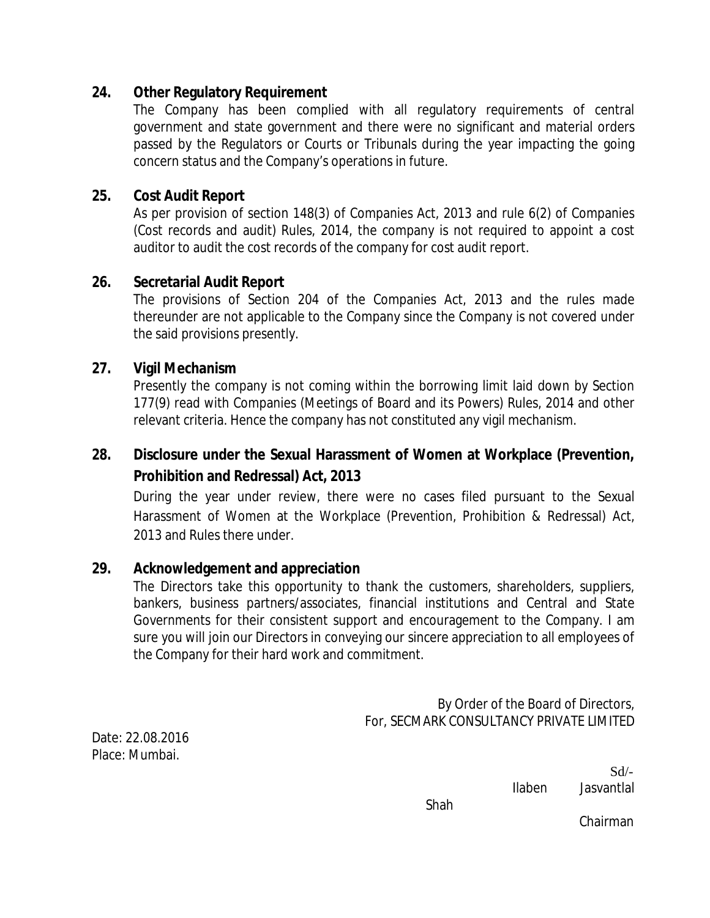**24. Other Regulatory Requirement**

The Company has been complied with all regulatory requirements of central government and state government and there were no significant and material orders passed by the Regulators or Courts or Tribunals during the year impacting the going concern status and the Company's operations in future.

**25. Cost Audit Report**

As per provision of section 148(3) of Companies Act, 2013 and rule 6(2) of Companies (Cost records and audit) Rules, 2014, the company is not required to appoint a cost auditor to audit the cost records of the company for cost audit report.

**26. Secretarial Audit Report**

The provisions of Section 204 of the Companies Act, 2013 and the rules made thereunder are not applicable to the Company since the Company is not covered under the said provisions presently.

**27. Vigil Mechanism**

Presently the company is not coming within the borrowing limit laid down by Section 177(9) read with Companies (Meetings of Board and its Powers) Rules, 2014 and other relevant criteria. Hence the company has not constituted any vigil mechanism.

**28. Disclosure under the Sexual Harassment of Women at Workplace (Prevention, Prohibition and Redressal) Act, 2013**

During the year under review, there were no cases filed pursuant to the Sexual Harassment of Women at the Workplace (Prevention, Prohibition & Redressal) Act, 2013 and Rules there under.

**29. Acknowledgement and appreciation**

The Directors take this opportunity to thank the customers, shareholders, suppliers, bankers, business partners/associates, financial institutions and Central and State Governments for their consistent support and encouragement to the Company. I am sure you will join our Directors in conveying our sincere appreciation to all employees of the Company for their hard work and commitment.

By Order of the Board of Directors,
For, SECMARK CONSULTANCY PRIVATE LIMITED

Date: 22.08.2016
Place: Mumbai.

Sd/-
Ilaben Jasvantlal Shah
Chairman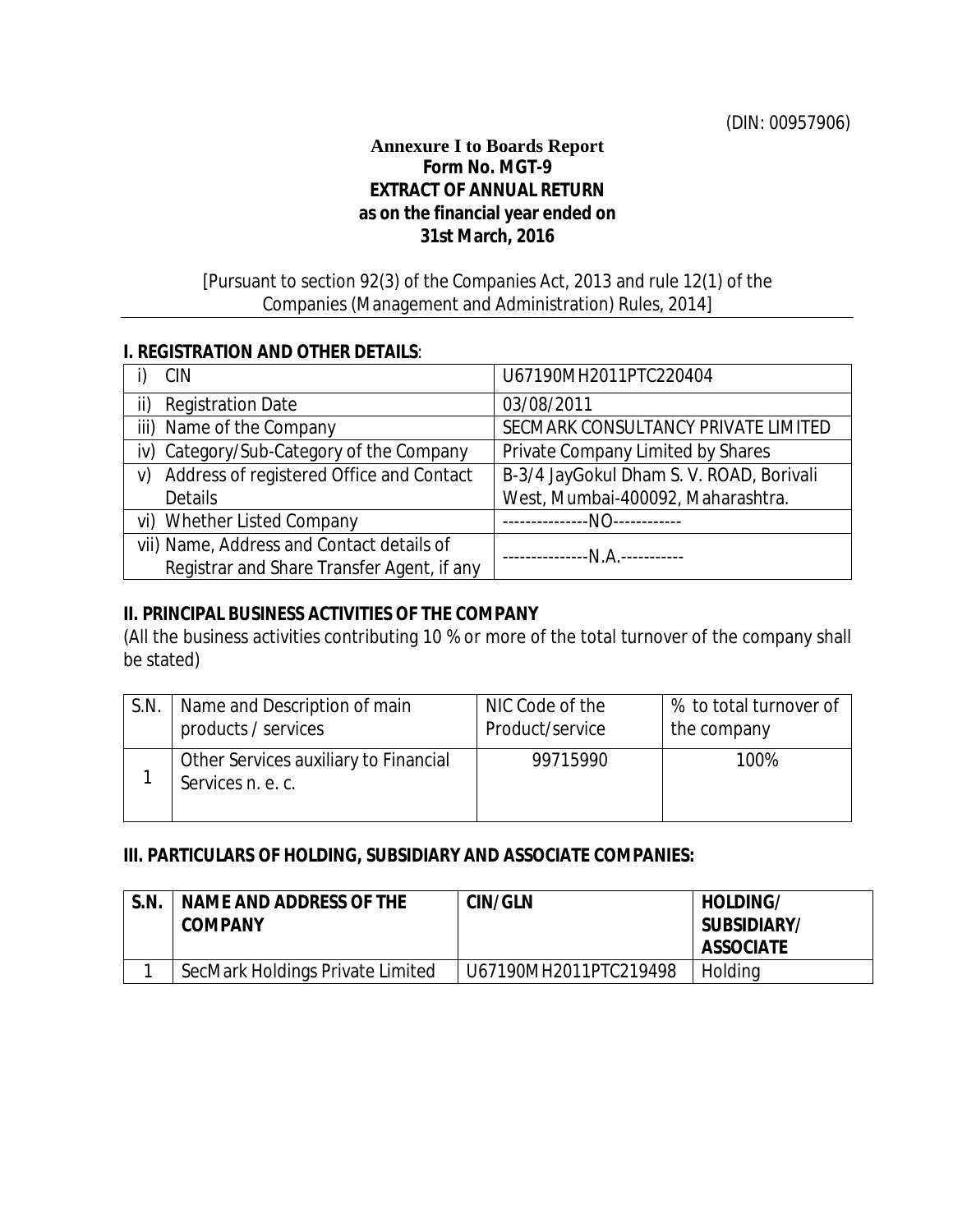(DIN: 00957906)

**Annexure I to Boards Report**
**Form No. MGT-9**
**EXTRACT OF ANNUAL RETURN**
**as on the financial year ended on**
**31st March, 2016**

[Pursuant to section 92(3) of the Companies Act, 2013 and rule 12(1) of the Companies (Management and Administration) Rules, 2014]

**I. REGISTRATION AND OTHER DETAILS**:

| | |
|---|---|
| i) CIN | U67190MH2011PTC220404 |
| ii) Registration Date | 03/08/2011 |
| iii) Name of the Company | SECMARK CONSULTANCY PRIVATE LIMITED |
| iv) Category/Sub-Category of the Company | Private Company Limited by Shares |
| v) Address of registered Office and Contact Details | B-3/4 JayGokul Dham S. V. ROAD, Borivali West, Mumbai-400092, Maharashtra. |
| vi) Whether Listed Company | ---------------NO------------ |
| vii) Name, Address and Contact details of Registrar and Share Transfer Agent, if any | ---------------N.A.----------- |

**II. PRINCIPAL BUSINESS ACTIVITIES OF THE COMPANY**

(All the business activities contributing 10 % or more of the total turnover of the company shall be stated)

| S.N. | Name and Description of main products / services | NIC Code of the Product/service | % to total turnover of the company |
|---|---|---|---|
| 1 | Other Services auxiliary to Financial Services n. e. c. | 99715990 | 100% |

**III. PARTICULARS OF HOLDING, SUBSIDIARY AND ASSOCIATE COMPANIES:**

| S.N. | NAME AND ADDRESS OF THE COMPANY | CIN/GLN | HOLDING/ SUBSIDIARY/ ASSOCIATE |
|---|---|---|---|
| 1 | SecMark Holdings Private Limited | U67190MH2011PTC219498 | Holding |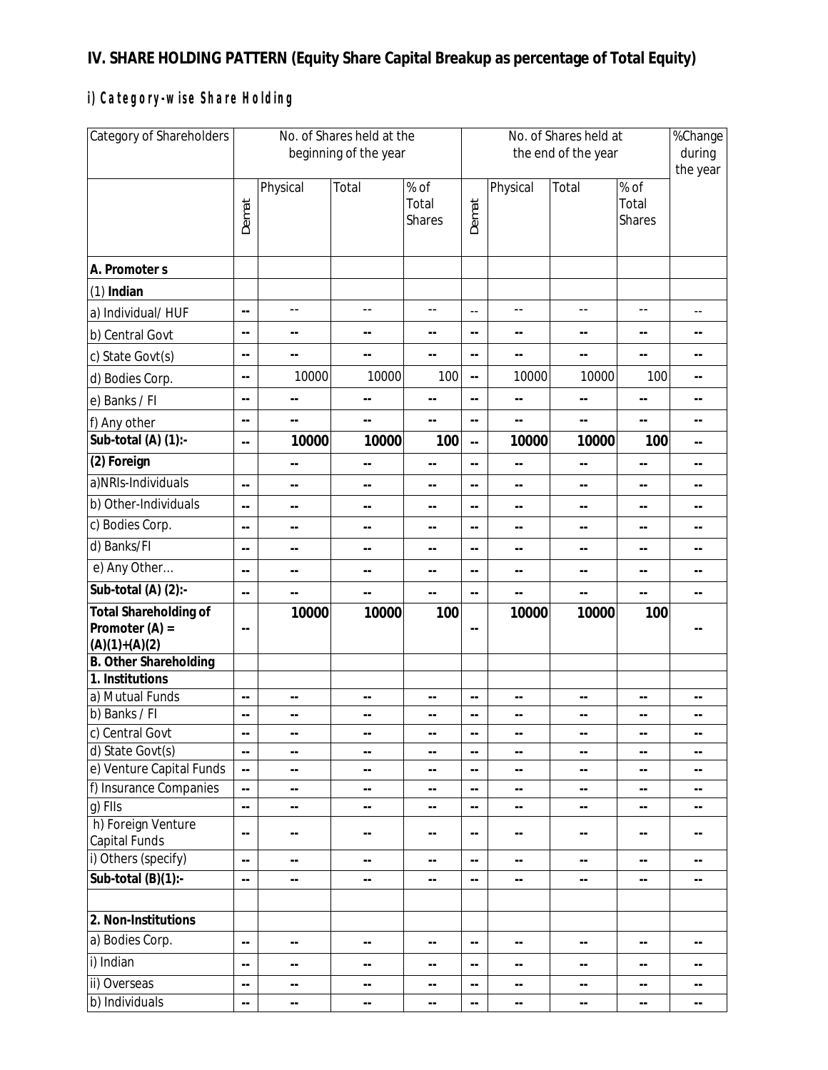## IV. SHARE HOLDING PATTERN (Equity Share Capital Breakup as percentage of Total Equity)

### i) Category-wise Share Holding

| Category of Shareholders | No. of Shares held at the beginning of the year | | | | No. of Shares held at the end of the year | | | | %Change during the year |
|---|---|---|---|---|---|---|---|---|---|
| | Demat | Physical | Total | % of Total Shares | Demat | Physical | Total | % of Total Shares | |
| **A. Promoter s** | | | | | | | | | |
| (1) **Indian** | | | | | | | | | |
| a) Individual/ HUF | -- | -- | -- | -- | -- | -- | -- | -- | -- |
| b) Central Govt | -- | -- | -- | -- | -- | -- | -- | -- | -- |
| c) State Govt(s) | -- | -- | -- | -- | -- | -- | -- | -- | -- |
| d) Bodies Corp. | -- | 10000 | 10000 | 100 | -- | 10000 | 10000 | 100 | -- |
| e) Banks / FI | -- | -- | -- | -- | -- | -- | -- | -- | -- |
| f) Any other | -- | -- | -- | -- | -- | -- | -- | -- | -- |
| **Sub-total (A) (1):-** | -- | **10000** | **10000** | **100** | -- | **10000** | **10000** | **100** | -- |
| **(2) Foreign** | | -- | -- | -- | -- | -- | -- | -- | -- |
| a)NRIs-Individuals | -- | -- | -- | -- | -- | -- | -- | -- | -- |
| b) Other-Individuals | -- | -- | -- | -- | -- | -- | -- | -- | -- |
| c) Bodies Corp. | -- | -- | -- | -- | -- | -- | -- | -- | -- |
| d) Banks/FI | -- | -- | -- | -- | -- | -- | -- | -- | -- |
| e) Any Other… | -- | -- | -- | -- | -- | -- | -- | -- | -- |
| **Sub-total (A) (2):-** | -- | -- | -- | -- | -- | -- | -- | -- | -- |
| **Total Shareholding of Promoter (A) = (A)(1)+(A)(2)** | -- | **10000** | **10000** | **100** | -- | **10000** | **10000** | **100** | -- |
| **B. Other Shareholding** | | | | | | | | | |
| **1. Institutions** | | | | | | | | | |
| a) Mutual Funds | -- | -- | -- | -- | -- | -- | -- | -- | -- |
| b) Banks / FI | -- | -- | -- | -- | -- | -- | -- | -- | -- |
| c) Central Govt | -- | -- | -- | -- | -- | -- | -- | -- | -- |
| d) State Govt(s) | -- | -- | -- | -- | -- | -- | -- | -- | -- |
| e) Venture Capital Funds | -- | -- | -- | -- | -- | -- | -- | -- | -- |
| f) Insurance Companies | -- | -- | -- | -- | -- | -- | -- | -- | -- |
| g) FIIs | -- | -- | -- | -- | -- | -- | -- | -- | -- |
| h) Foreign Venture Capital Funds | -- | -- | -- | -- | -- | -- | -- | -- | -- |
| i) Others (specify) | -- | -- | -- | -- | -- | -- | -- | -- | -- |
| **Sub-total (B)(1):-** | -- | -- | -- | -- | -- | -- | -- | -- | -- |
| | | | | | | | | | |
| **2. Non-Institutions** | | | | | | | | | |
| a) Bodies Corp. | -- | -- | -- | -- | -- | -- | -- | -- | -- |
| i) Indian | -- | -- | -- | -- | -- | -- | -- | -- | -- |
| ii) Overseas | -- | -- | -- | -- | -- | -- | -- | -- | -- |
| b) Individuals | -- | -- | -- | -- | -- | -- | -- | -- | -- |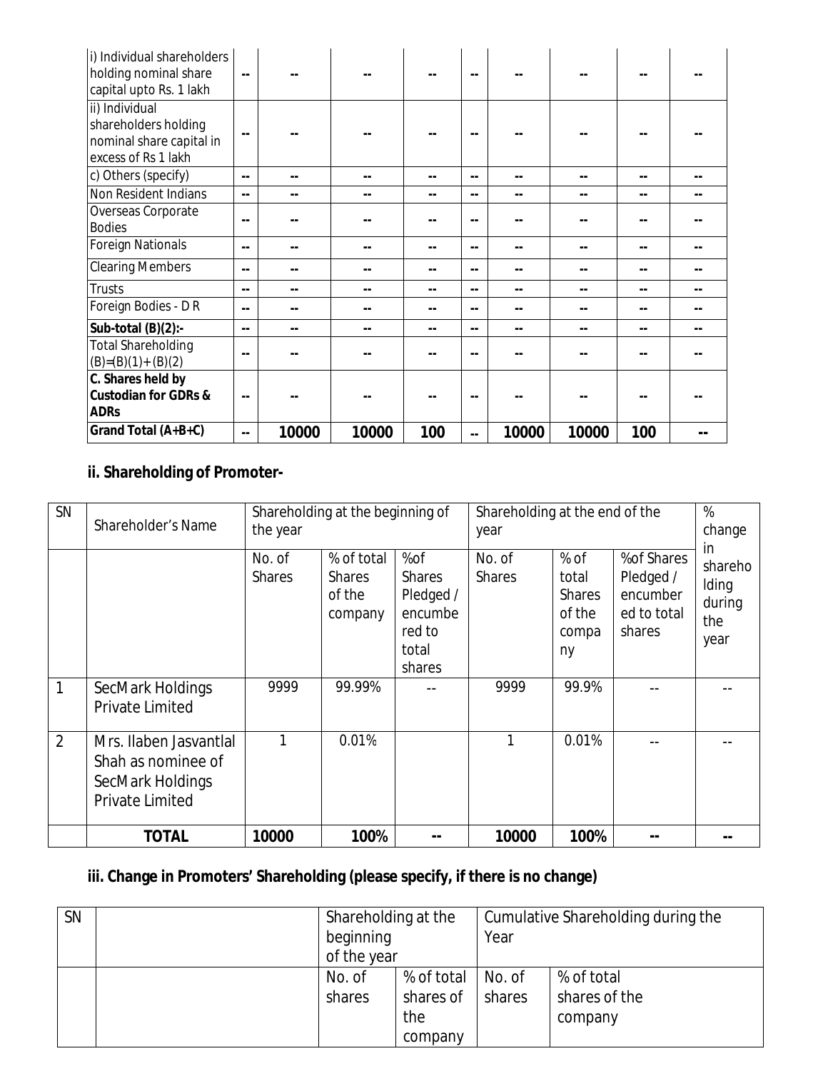| | | | | | | | | |
|---|---|---|---|---|---|---|---|---|
| i) Individual shareholders holding nominal share capital upto Rs. 1 lakh | -- | -- | -- | -- | -- | -- | -- | -- | -- |
| ii) Individual shareholders holding nominal share capital in excess of Rs 1 lakh | -- | -- | -- | -- | -- | -- | -- | -- | -- |
| c) Others (specify) | -- | -- | -- | -- | -- | -- | -- | -- | -- |
| Non Resident Indians | -- | -- | -- | -- | -- | -- | -- | -- | -- |
| Overseas Corporate Bodies | -- | -- | -- | -- | -- | -- | -- | -- | -- |
| Foreign Nationals | -- | -- | -- | -- | -- | -- | -- | -- | -- |
| Clearing Members | -- | -- | -- | -- | -- | -- | -- | -- | -- |
| Trusts | -- | -- | -- | -- | -- | -- | -- | -- | -- |
| Foreign Bodies - D R | -- | -- | -- | -- | -- | -- | -- | -- | -- |
| **Sub-total (B)(2):-** | -- | -- | -- | -- | -- | -- | -- | -- | -- |
| Total Shareholding (B)=(B)(1)+ (B)(2) | -- | -- | -- | -- | -- | -- | -- | -- | -- |
| **C. Shares held by Custodian for GDRs & ADRs** | -- | -- | -- | -- | -- | -- | -- | -- | -- |
| **Grand Total (A+B+C)** | -- | **10000** | **10000** | **100** | -- | **10000** | **10000** | **100** | -- |

## ii. Shareholding of Promoter-

| SN | Shareholder's Name | Shareholding at the beginning of the year | | | Shareholding at the end of the year | | | % change in shareholding during the year |
|---|---|---|---|---|---|---|---|---|
| | | No. of Shares | % of total Shares of the company | %of Shares Pledged / encumbered to total shares | No. of Shares | % of total Shares of the company | %of Shares Pledged / encumbered to total shares | |
| 1 | SecMark Holdings Private Limited | 9999 | 99.99% | -- | 9999 | 99.9% | -- | -- |
| 2 | Mrs. Ilaben Jasvantlal Shah as nominee of SecMark Holdings Private Limited | 1 | 0.01% | | 1 | 0.01% | -- | -- |
| | **TOTAL** | **10000** | **100%** | -- | **10000** | **100%** | -- | -- |

## iii. Change in Promoters' Shareholding (please specify, if there is no change)

| SN | | Shareholding at the beginning of the year | | Cumulative Shareholding during the Year | |
|---|---|---|---|---|---|
| | | No. of shares | % of total shares of the company | No. of shares | % of total shares of the company |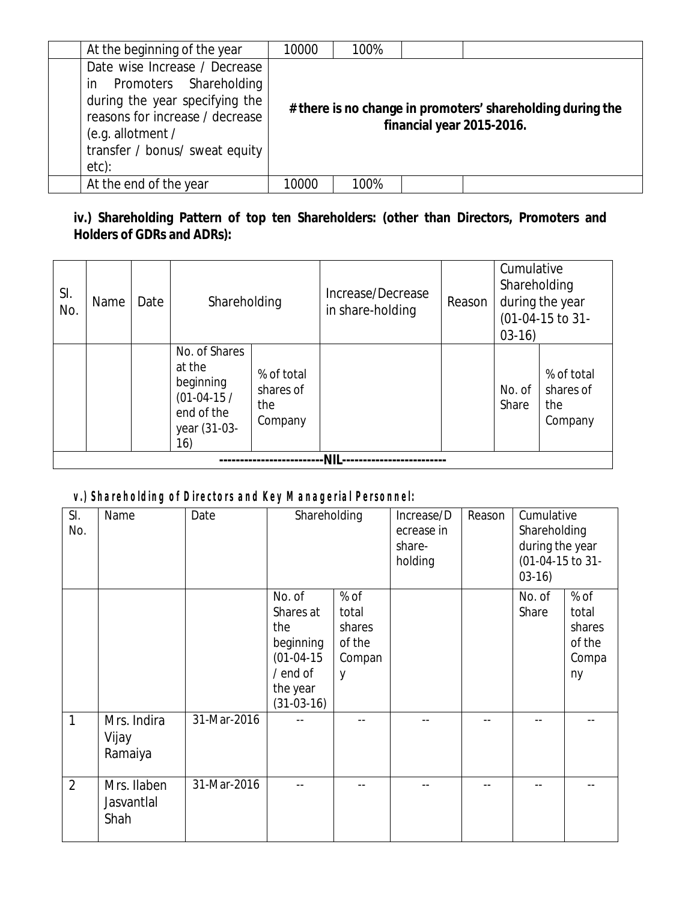| | | | | | |
|---|---|---|---|---|---|
| | At the beginning of the year | 10000 | 100% | | |
| | Date wise Increase / Decrease in Promoters Shareholding during the year specifying the reasons for increase / decrease (e.g. allotment / transfer / bonus/ sweat equity etc): | **# there is no change in promoters' shareholding during the financial year 2015-2016.** | | | |
| | At the end of the year | 10000 | 100% | | |

**iv.) Shareholding Pattern of top ten Shareholders: (other than Directors, Promoters and Holders of GDRs and ADRs):**

| Sl. No. | Name | Date | Shareholding | | Increase/Decrease in share-holding | Reason | Cumulative Shareholding during the year (01-04-15 to 31-03-16) | |
|---|---|---|---|---|---|---|---|---|
| | | | No. of Shares at the beginning (01-04-15 / end of the year (31-03-16) | % of total shares of the Company | | | No. of Share | % of total shares of the Company |
| -------------------------NIL------------------------- | | | | | | | | |

**v.) Shareholding of Directors and Key Managerial Personnel:**

| Sl. No. | Name | Date | Shareholding | | Increase/Decrease in share-holding | Reason | Cumulative Shareholding during the year (01-04-15 to 31-03-16) | |
|---|---|---|---|---|---|---|---|---|
| | | | No. of Shares at the beginning (01-04-15 / end of the year (31-03-16) | % of total shares of the Company | | | No. of Share | % of total shares of the Company |
| 1 | Mrs. Indira Vijay Ramaiya | 31-Mar-2016 | -- | -- | -- | -- | -- | -- |
| 2 | Mrs. Ilaben Jasvantlal Shah | 31-Mar-2016 | -- | -- | -- | -- | -- | -- |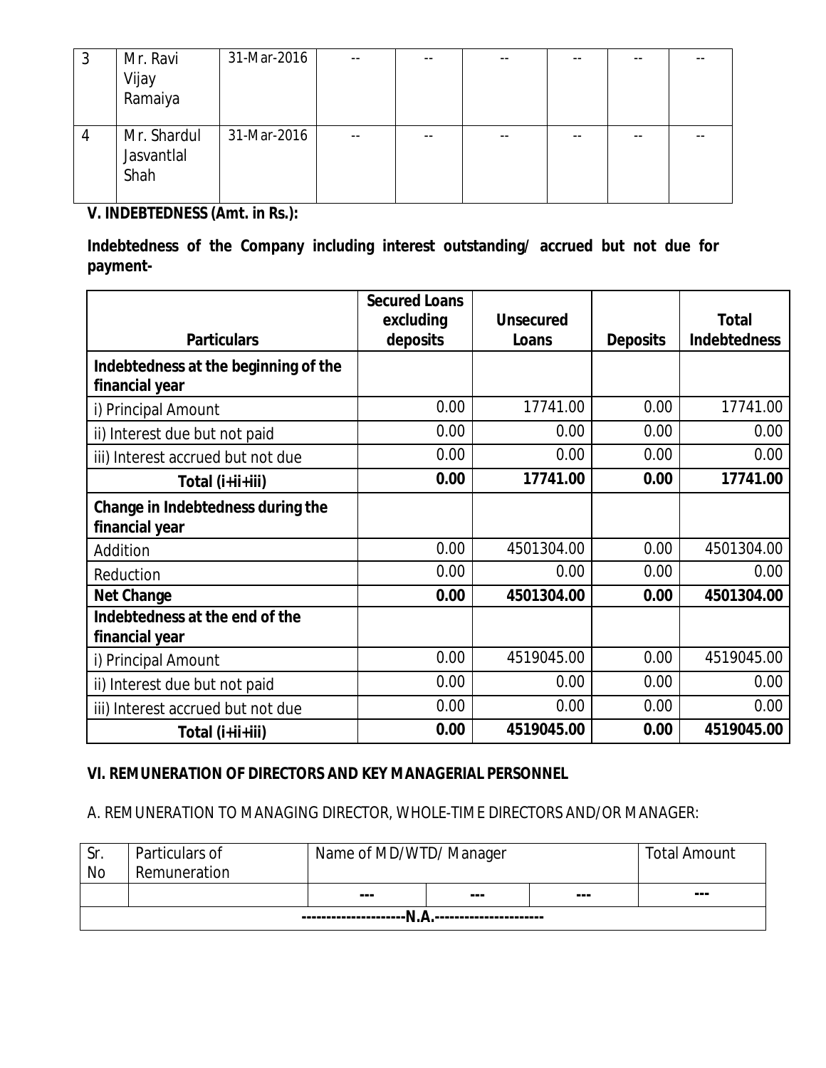| 3 | Mr. Ravi Vijay Ramaiya | 31-Mar-2016 | -- | -- | -- | -- | -- | -- |
|---|---|---|---|---|---|---|---|---|
| 4 | Mr. Shardul Jasvantlal Shah | 31-Mar-2016 | -- | -- | -- | -- | -- | -- |

**V. INDEBTEDNESS (Amt. in Rs.):**

**Indebtedness of the Company including interest outstanding/ accrued but not due for payment-**

| **Particulars** | **Secured Loans excluding deposits** | **Unsecured Loans** | **Deposits** | **Total Indebtedness** |
|---|---|---|---|---|
| **Indebtedness at the beginning of the financial year** | | | | |
| i) Principal Amount | 0.00 | 17741.00 | 0.00 | 17741.00 |
| ii) Interest due but not paid | 0.00 | 0.00 | 0.00 | 0.00 |
| iii) Interest accrued but not due | 0.00 | 0.00 | 0.00 | 0.00 |
| **Total (i+ii+iii)** | **0.00** | **17741.00** | **0.00** | **17741.00** |
| **Change in Indebtedness during the financial year** | | | | |
| Addition | 0.00 | 4501304.00 | 0.00 | 4501304.00 |
| Reduction | 0.00 | 0.00 | 0.00 | 0.00 |
| **Net Change** | **0.00** | **4501304.00** | **0.00** | **4501304.00** |
| **Indebtedness at the end of the financial year** | | | | |
| i) Principal Amount | 0.00 | 4519045.00 | 0.00 | 4519045.00 |
| ii) Interest due but not paid | 0.00 | 0.00 | 0.00 | 0.00 |
| iii) Interest accrued but not due | 0.00 | 0.00 | 0.00 | 0.00 |
| **Total (i+ii+iii)** | **0.00** | **4519045.00** | **0.00** | **4519045.00** |

**VI. REMUNERATION OF DIRECTORS AND KEY MANAGERIAL PERSONNEL**

A. REMUNERATION TO MANAGING DIRECTOR, WHOLE-TIME DIRECTORS AND/OR MANAGER:

| Sr. No | Particulars of Remuneration | Name of MD/WTD/ Manager | | | Total Amount |
|---|---|---|---|---|---|
| | | --- | --- | --- | --- |
| ---------------------N.A.---------------------- | | | | | |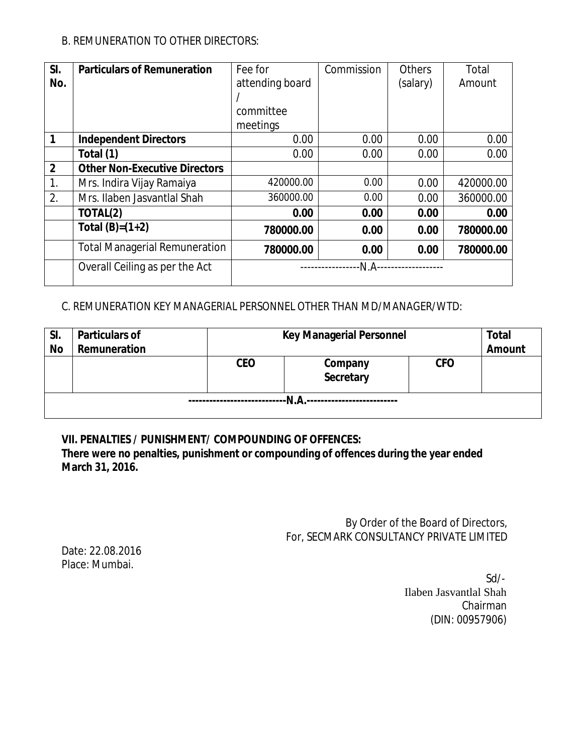B. REMUNERATION TO OTHER DIRECTORS:

| Sl. No. | Particulars of Remuneration | Fee for attending board / committee meetings | Commission | Others (salary) | Total Amount |
|---|---|---|---|---|---|
| 1 | **Independent Directors** | 0.00 | 0.00 | 0.00 | 0.00 |
| | **Total (1)** | 0.00 | 0.00 | 0.00 | 0.00 |
| 2 | **Other Non-Executive Directors** | | | | |
| 1. | Mrs. Indira Vijay Ramaiya | 420000.00 | 0.00 | 0.00 | 420000.00 |
| 2. | Mrs. Ilaben Jasvantlal Shah | 360000.00 | 0.00 | 0.00 | 360000.00 |
| | **TOTAL(2)** | **0.00** | **0.00** | **0.00** | **0.00** |
| | **Total (B)=(1+2)** | **780000.00** | **0.00** | **0.00** | **780000.00** |
| | Total Managerial Remuneration | **780000.00** | **0.00** | **0.00** | **780000.00** |
| | Overall Ceiling as per the Act | -----------------N.A------------------- | | | |

C. REMUNERATION KEY MANAGERIAL PERSONNEL OTHER THAN MD/MANAGER/WTD:

| Sl. No | Particulars of Remuneration | Key Managerial Personnel | | | Total Amount |
|---|---|---|---|---|---|
| | | CEO | Company Secretary | CFO | |
| ---------------------------N.A.-------------------------- | | | | | |

**VII. PENALTIES / PUNISHMENT/ COMPOUNDING OF OFFENCES:**

**There were no penalties, punishment or compounding of offences during the year ended March 31, 2016.**

By Order of the Board of Directors,
For, SECMARK CONSULTANCY PRIVATE LIMITED

Date: 22.08.2016
Place: Mumbai.

Sd/-
Ilaben Jasvantlal Shah
Chairman
(DIN: 00957906)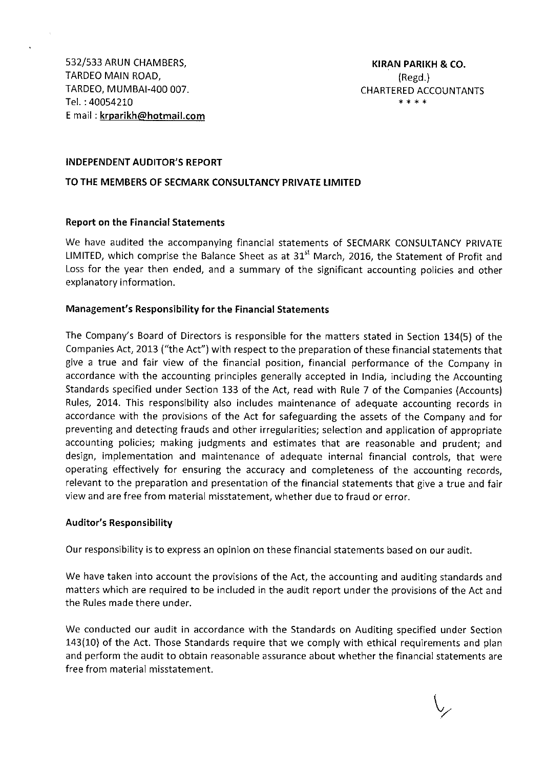532/533 ARUN CHAMBERS,
TARDEO MAIN ROAD,
TARDEO, MUMBAI-400 007.
Tel. : 40054210
E mail : krparikh@hotmail.com

**KIRAN PARIKH & CO.**
(Regd.)
CHARTERED ACCOUNTANTS
\* \* \* \*

**INDEPENDENT AUDITOR'S REPORT**

**TO THE MEMBERS OF SECMARK CONSULTANCY PRIVATE LIMITED**

**Report on the Financial Statements**

We have audited the accompanying financial statements of SECMARK CONSULTANCY PRIVATE LIMITED, which comprise the Balance Sheet as at 31st March, 2016, the Statement of Profit and Loss for the year then ended, and a summary of the significant accounting policies and other explanatory information.

**Management's Responsibility for the Financial Statements**

The Company's Board of Directors is responsible for the matters stated in Section 134(5) of the Companies Act, 2013 ("the Act") with respect to the preparation of these financial statements that give a true and fair view of the financial position, financial performance of the Company in accordance with the accounting principles generally accepted in India, including the Accounting Standards specified under Section 133 of the Act, read with Rule 7 of the Companies (Accounts) Rules, 2014. This responsibility also includes maintenance of adequate accounting records in accordance with the provisions of the Act for safeguarding the assets of the Company and for preventing and detecting frauds and other irregularities; selection and application of appropriate accounting policies; making judgments and estimates that are reasonable and prudent; and design, implementation and maintenance of adequate internal financial controls, that were operating effectively for ensuring the accuracy and completeness of the accounting records, relevant to the preparation and presentation of the financial statements that give a true and fair view and are free from material misstatement, whether due to fraud or error.

**Auditor's Responsibility**

Our responsibility is to express an opinion on these financial statements based on our audit.

We have taken into account the provisions of the Act, the accounting and auditing standards and matters which are required to be included in the audit report under the provisions of the Act and the Rules made there under.

We conducted our audit in accordance with the Standards on Auditing specified under Section 143(10) of the Act. Those Standards require that we comply with ethical requirements and plan and perform the audit to obtain reasonable assurance about whether the financial statements are free from material misstatement.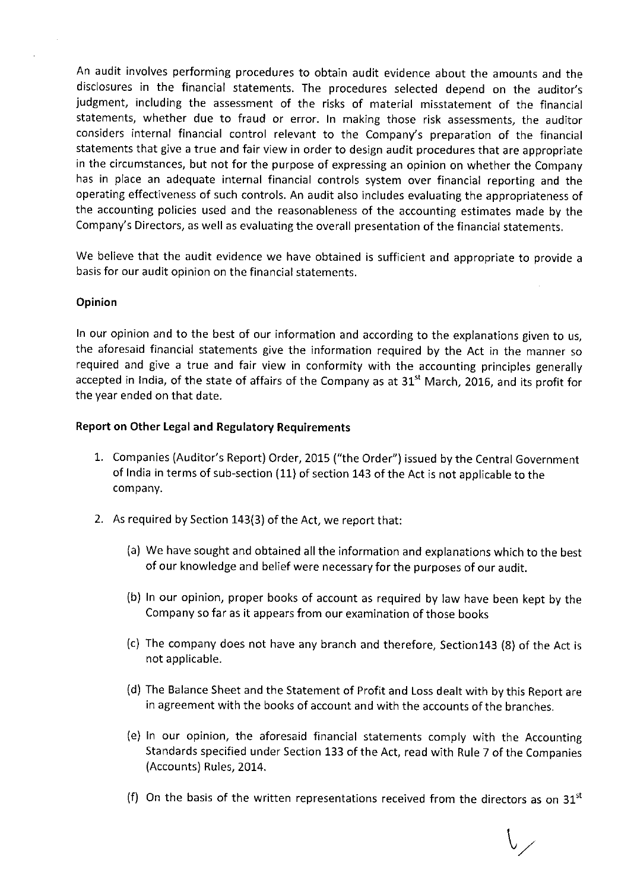An audit involves performing procedures to obtain audit evidence about the amounts and the disclosures in the financial statements. The procedures selected depend on the auditor's judgment, including the assessment of the risks of material misstatement of the financial statements, whether due to fraud or error. In making those risk assessments, the auditor considers internal financial control relevant to the Company's preparation of the financial statements that give a true and fair view in order to design audit procedures that are appropriate in the circumstances, but not for the purpose of expressing an opinion on whether the Company has in place an adequate internal financial controls system over financial reporting and the operating effectiveness of such controls. An audit also includes evaluating the appropriateness of the accounting policies used and the reasonableness of the accounting estimates made by the Company's Directors, as well as evaluating the overall presentation of the financial statements.

We believe that the audit evidence we have obtained is sufficient and appropriate to provide a basis for our audit opinion on the financial statements.

**Opinion**

In our opinion and to the best of our information and according to the explanations given to us, the aforesaid financial statements give the information required by the Act in the manner so required and give a true and fair view in conformity with the accounting principles generally accepted in India, of the state of affairs of the Company as at 31st March, 2016, and its profit for the year ended on that date.

**Report on Other Legal and Regulatory Requirements**

1. Companies (Auditor's Report) Order, 2015 ("the Order") issued by the Central Government of India in terms of sub-section (11) of section 143 of the Act is not applicable to the company.

2. As required by Section 143(3) of the Act, we report that:

    (a) We have sought and obtained all the information and explanations which to the best of our knowledge and belief were necessary for the purposes of our audit.

    (b) In our opinion, proper books of account as required by law have been kept by the Company so far as it appears from our examination of those books

    (c) The company does not have any branch and therefore, Section143 (8) of the Act is not applicable.

    (d) The Balance Sheet and the Statement of Profit and Loss dealt with by this Report are in agreement with the books of account and with the accounts of the branches.

    (e) In our opinion, the aforesaid financial statements comply with the Accounting Standards specified under Section 133 of the Act, read with Rule 7 of the Companies (Accounts) Rules, 2014.

    (f) On the basis of the written representations received from the directors as on 31st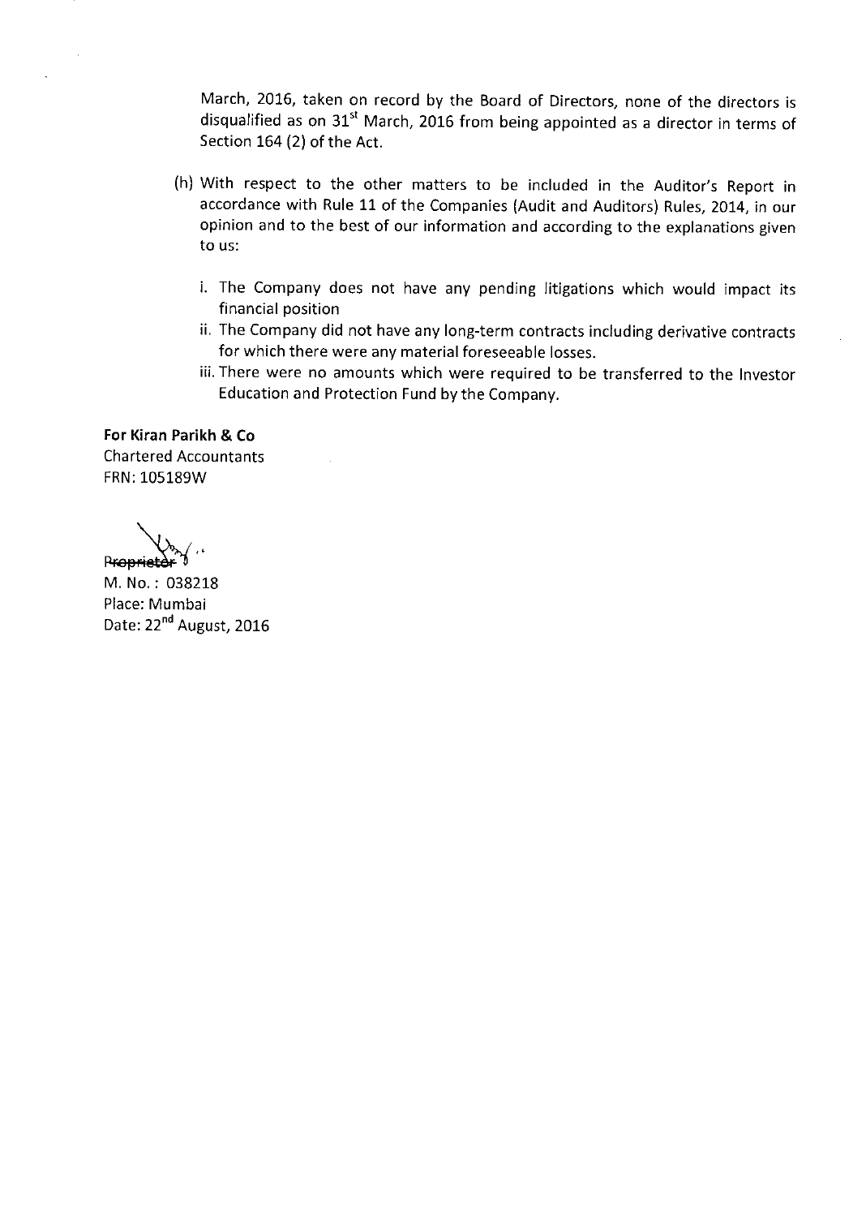March, 2016, taken on record by the Board of Directors, none of the directors is disqualified as on 31st March, 2016 from being appointed as a director in terms of Section 164 (2) of the Act.

(h) With respect to the other matters to be included in the Auditor's Report in accordance with Rule 11 of the Companies (Audit and Auditors) Rules, 2014, in our opinion and to the best of our information and according to the explanations given to us:

   i. The Company does not have any pending litigations which would impact its financial position
   
   ii. The Company did not have any long-term contracts including derivative contracts for which there were any material foreseeable losses.
   
   iii. There were no amounts which were required to be transferred to the Investor Education and Protection Fund by the Company.

**For Kiran Parikh & Co**
Chartered Accountants
FRN: 105189W

Proprietor
M. No. : 038218
Place: Mumbai
Date: 22nd August, 2016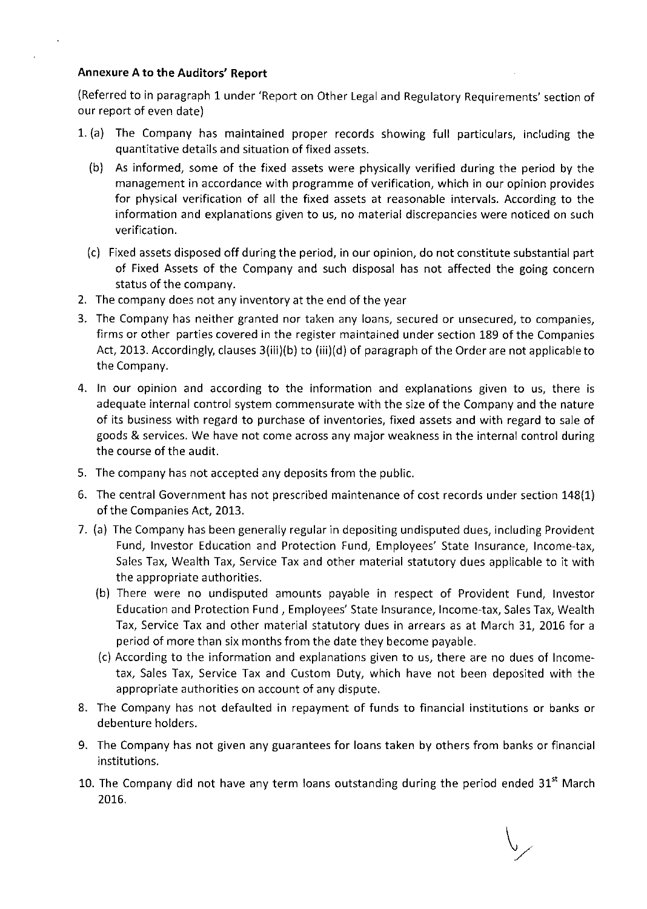**Annexure A to the Auditors' Report**

(Referred to in paragraph 1 under 'Report on Other Legal and Regulatory Requirements' section of our report of even date)

1. (a) The Company has maintained proper records showing full particulars, including the quantitative details and situation of fixed assets.

   (b) As informed, some of the fixed assets were physically verified during the period by the management in accordance with programme of verification, which in our opinion provides for physical verification of all the fixed assets at reasonable intervals. According to the information and explanations given to us, no material discrepancies were noticed on such verification.

   (c) Fixed assets disposed off during the period, in our opinion, do not constitute substantial part of Fixed Assets of the Company and such disposal has not affected the going concern status of the company.

2. The company does not any inventory at the end of the year

3. The Company has neither granted nor taken any loans, secured or unsecured, to companies, firms or other parties covered in the register maintained under section 189 of the Companies Act, 2013. Accordingly, clauses 3(iii)(b) to (iii)(d) of paragraph of the Order are not applicable to the Company.

4. In our opinion and according to the information and explanations given to us, there is adequate internal control system commensurate with the size of the Company and the nature of its business with regard to purchase of inventories, fixed assets and with regard to sale of goods & services. We have not come across any major weakness in the internal control during the course of the audit.

5. The company has not accepted any deposits from the public.

6. The central Government has not prescribed maintenance of cost records under section 148(1) of the Companies Act, 2013.

7. (a) The Company has been generally regular in depositing undisputed dues, including Provident Fund, Investor Education and Protection Fund, Employees' State Insurance, Income-tax, Sales Tax, Wealth Tax, Service Tax and other material statutory dues applicable to it with the appropriate authorities.

   (b) There were no undisputed amounts payable in respect of Provident Fund, Investor Education and Protection Fund , Employees' State Insurance, Income-tax, Sales Tax, Wealth Tax, Service Tax and other material statutory dues in arrears as at March 31, 2016 for a period of more than six months from the date they become payable.

   (c) According to the information and explanations given to us, there are no dues of Income-tax, Sales Tax, Service Tax and Custom Duty, which have not been deposited with the appropriate authorities on account of any dispute.

8. The Company has not defaulted in repayment of funds to financial institutions or banks or debenture holders.

9. The Company has not given any guarantees for loans taken by others from banks or financial institutions.

10. The Company did not have any term loans outstanding during the period ended 31st March 2016.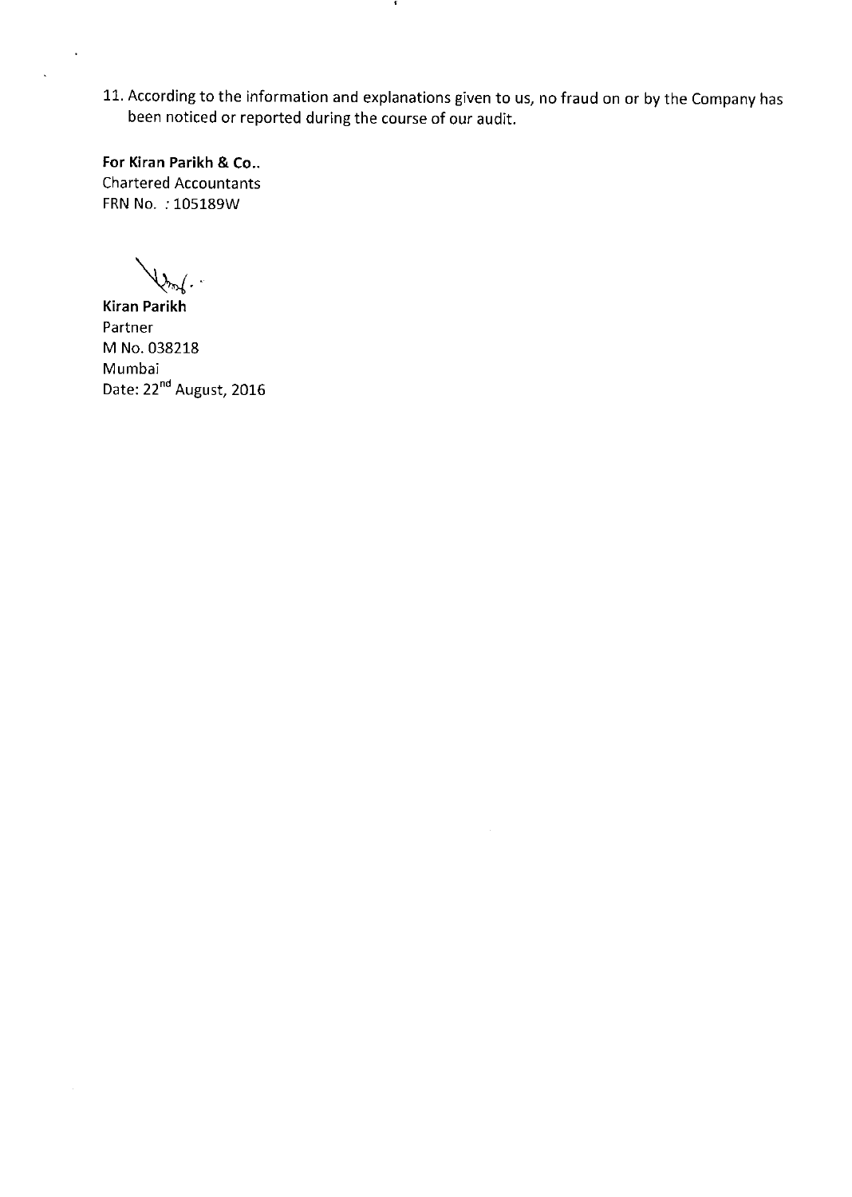11. According to the information and explanations given to us, no fraud on or by the Company has been noticed or reported during the course of our audit.

**For Kiran Parikh & Co..**
Chartered Accountants
FRN No. : 105189W

**Kiran Parikh**
Partner
M No. 038218
Mumbai
Date: 22nd August, 2016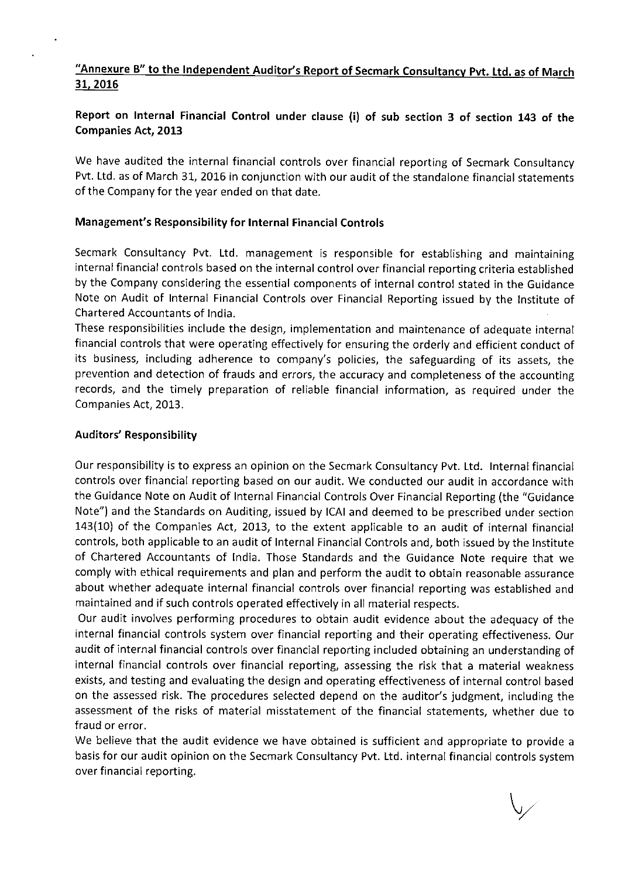## "Annexure B" to the Independent Auditor's Report of Secmark Consultancy Pvt. Ltd. as of March 31, 2016

### Report on Internal Financial Control under clause (i) of sub section 3 of section 143 of the Companies Act, 2013

We have audited the internal financial controls over financial reporting of Secmark Consultancy Pvt. Ltd. as of March 31, 2016 in conjunction with our audit of the standalone financial statements of the Company for the year ended on that date.

### Management's Responsibility for Internal Financial Controls

Secmark Consultancy Pvt. Ltd. management is responsible for establishing and maintaining internal financial controls based on the internal control over financial reporting criteria established by the Company considering the essential components of internal control stated in the Guidance Note on Audit of Internal Financial Controls over Financial Reporting issued by the Institute of Chartered Accountants of India.

These responsibilities include the design, implementation and maintenance of adequate internal financial controls that were operating effectively for ensuring the orderly and efficient conduct of its business, including adherence to company's policies, the safeguarding of its assets, the prevention and detection of frauds and errors, the accuracy and completeness of the accounting records, and the timely preparation of reliable financial information, as required under the Companies Act, 2013.

### Auditors' Responsibility

Our responsibility is to express an opinion on the Secmark Consultancy Pvt. Ltd. Internal financial controls over financial reporting based on our audit. We conducted our audit in accordance with the Guidance Note on Audit of Internal Financial Controls Over Financial Reporting (the "Guidance Note") and the Standards on Auditing, issued by ICAI and deemed to be prescribed under section 143(10) of the Companies Act, 2013, to the extent applicable to an audit of internal financial controls, both applicable to an audit of Internal Financial Controls and, both issued by the Institute of Chartered Accountants of India. Those Standards and the Guidance Note require that we comply with ethical requirements and plan and perform the audit to obtain reasonable assurance about whether adequate internal financial controls over financial reporting was established and maintained and if such controls operated effectively in all material respects.

Our audit involves performing procedures to obtain audit evidence about the adequacy of the internal financial controls system over financial reporting and their operating effectiveness. Our audit of internal financial controls over financial reporting included obtaining an understanding of internal financial controls over financial reporting, assessing the risk that a material weakness exists, and testing and evaluating the design and operating effectiveness of internal control based on the assessed risk. The procedures selected depend on the auditor's judgment, including the assessment of the risks of material misstatement of the financial statements, whether due to fraud or error.

We believe that the audit evidence we have obtained is sufficient and appropriate to provide a basis for our audit opinion on the Secmark Consultancy Pvt. Ltd. internal financial controls system over financial reporting.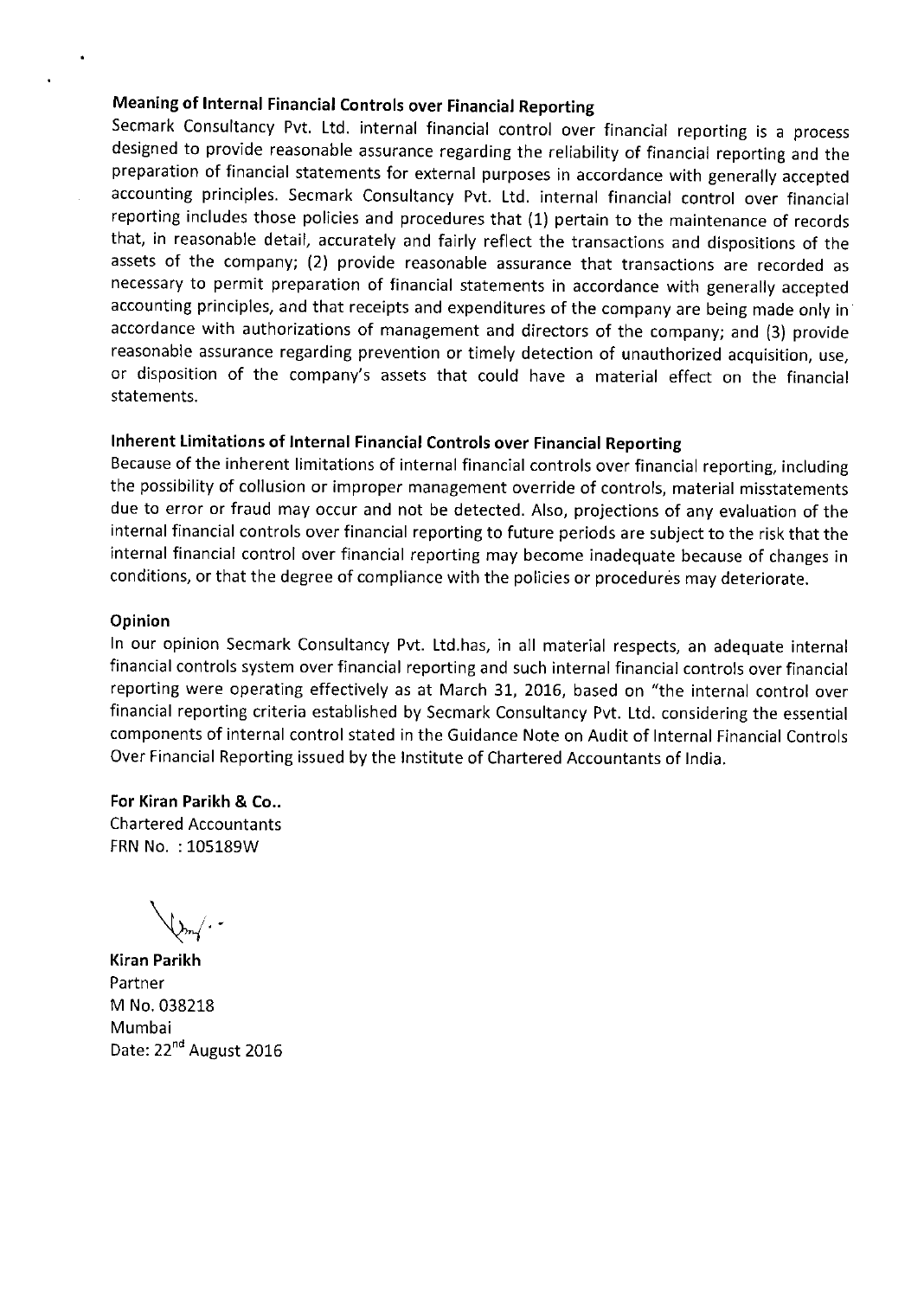### Meaning of Internal Financial Controls over Financial Reporting

Secmark Consultancy Pvt. Ltd. internal financial control over financial reporting is a process designed to provide reasonable assurance regarding the reliability of financial reporting and the preparation of financial statements for external purposes in accordance with generally accepted accounting principles. Secmark Consultancy Pvt. Ltd. internal financial control over financial reporting includes those policies and procedures that (1) pertain to the maintenance of records that, in reasonable detail, accurately and fairly reflect the transactions and dispositions of the assets of the company; (2) provide reasonable assurance that transactions are recorded as necessary to permit preparation of financial statements in accordance with generally accepted accounting principles, and that receipts and expenditures of the company are being made only in accordance with authorizations of management and directors of the company; and (3) provide reasonable assurance regarding prevention or timely detection of unauthorized acquisition, use, or disposition of the company's assets that could have a material effect on the financial statements.

### Inherent Limitations of Internal Financial Controls over Financial Reporting

Because of the inherent limitations of internal financial controls over financial reporting, including the possibility of collusion or improper management override of controls, material misstatements due to error or fraud may occur and not be detected. Also, projections of any evaluation of the internal financial controls over financial reporting to future periods are subject to the risk that the internal financial control over financial reporting may become inadequate because of changes in conditions, or that the degree of compliance with the policies or procedures may deteriorate.

### Opinion

In our opinion Secmark Consultancy Pvt. Ltd.has, in all material respects, an adequate internal financial controls system over financial reporting and such internal financial controls over financial reporting were operating effectively as at March 31, 2016, based on "the internal control over financial reporting criteria established by Secmark Consultancy Pvt. Ltd. considering the essential components of internal control stated in the Guidance Note on Audit of Internal Financial Controls Over Financial Reporting issued by the Institute of Chartered Accountants of India.

**For Kiran Parikh & Co..**
Chartered Accountants
FRN No. : 105189W

**Kiran Parikh**
Partner
M No. 038218
Mumbai
Date: 22nd August 2016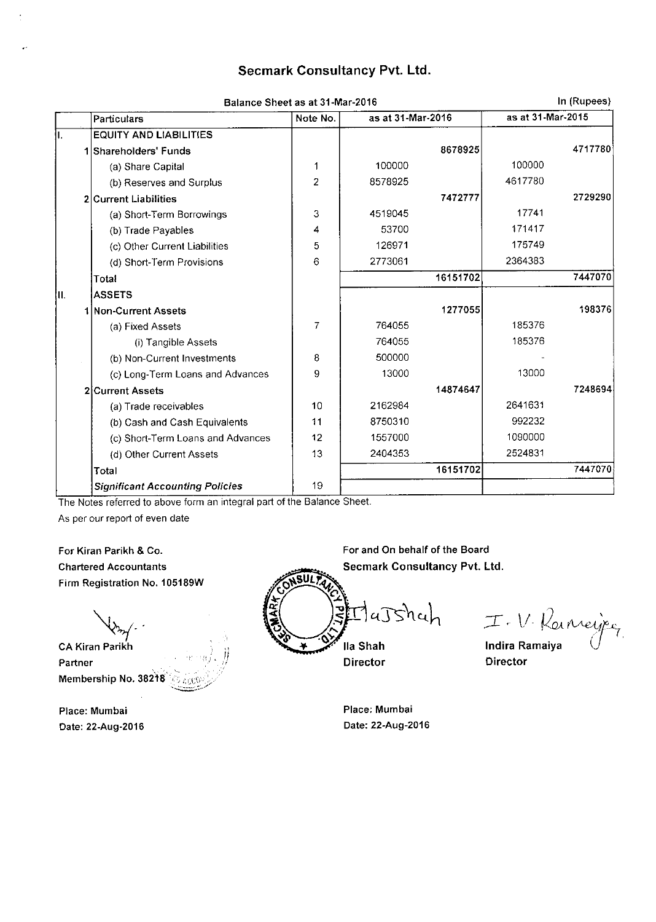# Secmark Consultancy Pvt. Ltd.

Balance Sheet as at 31-Mar-2016 | In (Rupees)

| | Particulars | Note No. | as at 31-Mar-2016 | | as at 31-Mar-2015 | |
|---|---|---|---|---|---|---|
| I. | **EQUITY AND LIABILITIES** | | | | | |
| 1 | **Shareholders' Funds** | | | 8678925 | | 4717780 |
| | (a) Share Capital | 1 | 100000 | | 100000 | |
| | (b) Reserves and Surplus | 2 | 8578925 | | 4617780 | |
| 2 | **Current Liabilities** | | | 7472777 | | 2729290 |
| | (a) Short-Term Borrowings | 3 | 4519045 | | 17741 | |
| | (b) Trade Payables | 4 | 53700 | | 171417 | |
| | (c) Other Current Liabilities | 5 | 126971 | | 175749 | |
| | (d) Short-Term Provisions | 6 | 2773061 | | 2364383 | |
| | Total | | | 16151702 | | 7447070 |
| II. | **ASSETS** | | | | | |
| 1 | **Non-Current Assets** | | | 1277055 | | 198376 |
| | (a) Fixed Assets | 7 | 764055 | | 185376 | |
| | (i) Tangible Assets | | 764055 | | 185376 | |
| | (b) Non-Current Investments | 8 | 500000 | | - | |
| | (c) Long-Term Loans and Advances | 9 | 13000 | | 13000 | |
| 2 | **Current Assets** | | | 14874647 | | 7248694 |
| | (a) Trade receivables | 10 | 2162984 | | 2641631 | |
| | (b) Cash and Cash Equivalents | 11 | 8750310 | | 992232 | |
| | (c) Short-Term Loans and Advances | 12 | 1557000 | | 1090000 | |
| | (d) Other Current Assets | 13 | 2404353 | | 2524831 | |
| | Total | | | 16151702 | | 7447070 |
| | ***Significant Accounting Policies*** | 19 | | | | |

The Notes referred to above form an integral part of the Balance Sheet.

As per our report of even date

**For Kiran Parikh & Co.**
**Chartered Accountants**
**Firm Registration No. 105189W**

**CA Kiran Parikh**
**Partner**
**Membership No. 38218**

**Place: Mumbai**
**Date: 22-Aug-2016**

**For and On behalf of the Board**
**Secmark Consultancy Pvt. Ltd.**

**Ila Shah**
**Director**

**Indira Ramaiya**
**Director**

**Place: Mumbai**
**Date: 22-Aug-2016**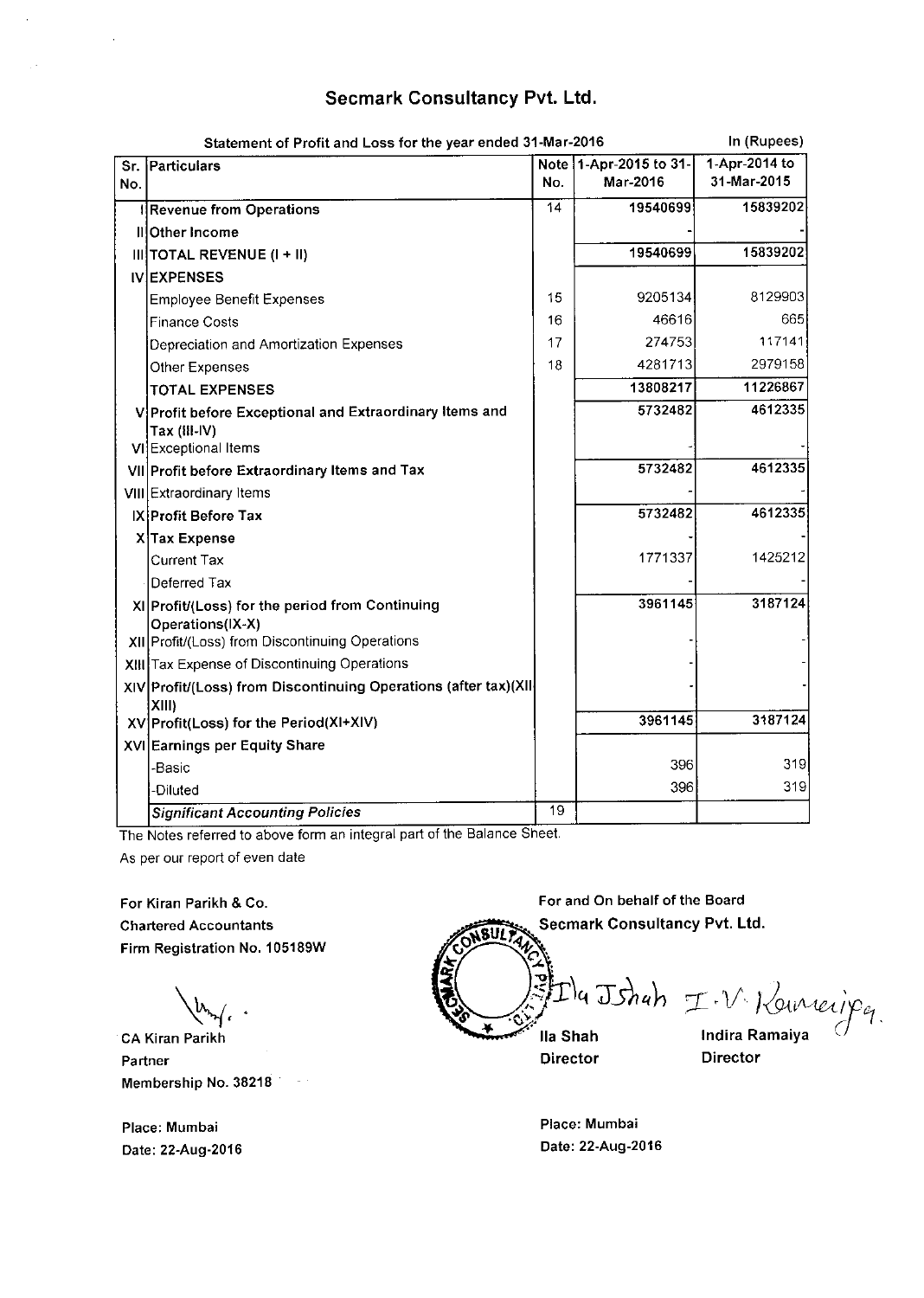# Secmark Consultancy Pvt. Ltd.

Statement of Profit and Loss for the year ended 31-Mar-2016 — In (Rupees)

| Sr. No. | Particulars | Note No. | 1-Apr-2015 to 31-Mar-2016 | 1-Apr-2014 to 31-Mar-2015 |
|---|---|---|---|---|
| I | **Revenue from Operations** | 14 | 19540699 | 15839202 |
| II | **Other Income** | | - | - |
| III | **TOTAL REVENUE (I + II)** | | 19540699 | 15839202 |
| IV | **EXPENSES** | | | |
| | Employee Benefit Expenses | 15 | 9205134 | 8129903 |
| | Finance Costs | 16 | 46616 | 665 |
| | Depreciation and Amortization Expenses | 17 | 274753 | 117141 |
| | Other Expenses | 18 | 4281713 | 2979158 |
| | **TOTAL EXPENSES** | | 13808217 | 11226867 |
| V | **Profit before Exceptional and Extraordinary Items and Tax (III-IV)** | | 5732482 | 4612335 |
| VI | Exceptional Items | | - | - |
| VII | **Profit before Extraordinary Items and Tax** | | 5732482 | 4612335 |
| VIII | Extraordinary Items | | - | - |
| IX | **Profit Before Tax** | | 5732482 | 4612335 |
| X | **Tax Expense** | | - | - |
| | Current Tax | | 1771337 | 1425212 |
| | Deferred Tax | | - | - |
| XI | **Profit/(Loss) for the period from Continuing Operations(IX-X)** | | 3961145 | 3187124 |
| XII | Profit/(Loss) from Discontinuing Operations | | - | - |
| XIII | Tax Expense of Discontinuing Operations | | - | - |
| XIV | **Profit/(Loss) from Discontinuing Operations (after tax)(XII-XIII)** | | - | - |
| XV | **Profit(Loss) for the Period(XI+XIV)** | | 3961145 | 3187124 |
| XVI | **Earnings per Equity Share** | | | |
| | -Basic | | 396 | 319 |
| | -Diluted | | 396 | 319 |
| | ***Significant Accounting Policies*** | 19 | | |

The Notes referred to above form an integral part of the Balance Sheet.

As per our report of even date

**For Kiran Parikh & Co.**
**Chartered Accountants**
**Firm Registration No. 105189W**

**CA Kiran Parikh**
**Partner**
**Membership No. 38218**

**Place: Mumbai**
**Date: 22-Aug-2016**

**For and On behalf of the Board**
**Secmark Consultancy Pvt. Ltd.**

**Ila Shah**
**Director**

**Indira Ramaiya**
**Director**

**Place: Mumbai**
**Date: 22-Aug-2016**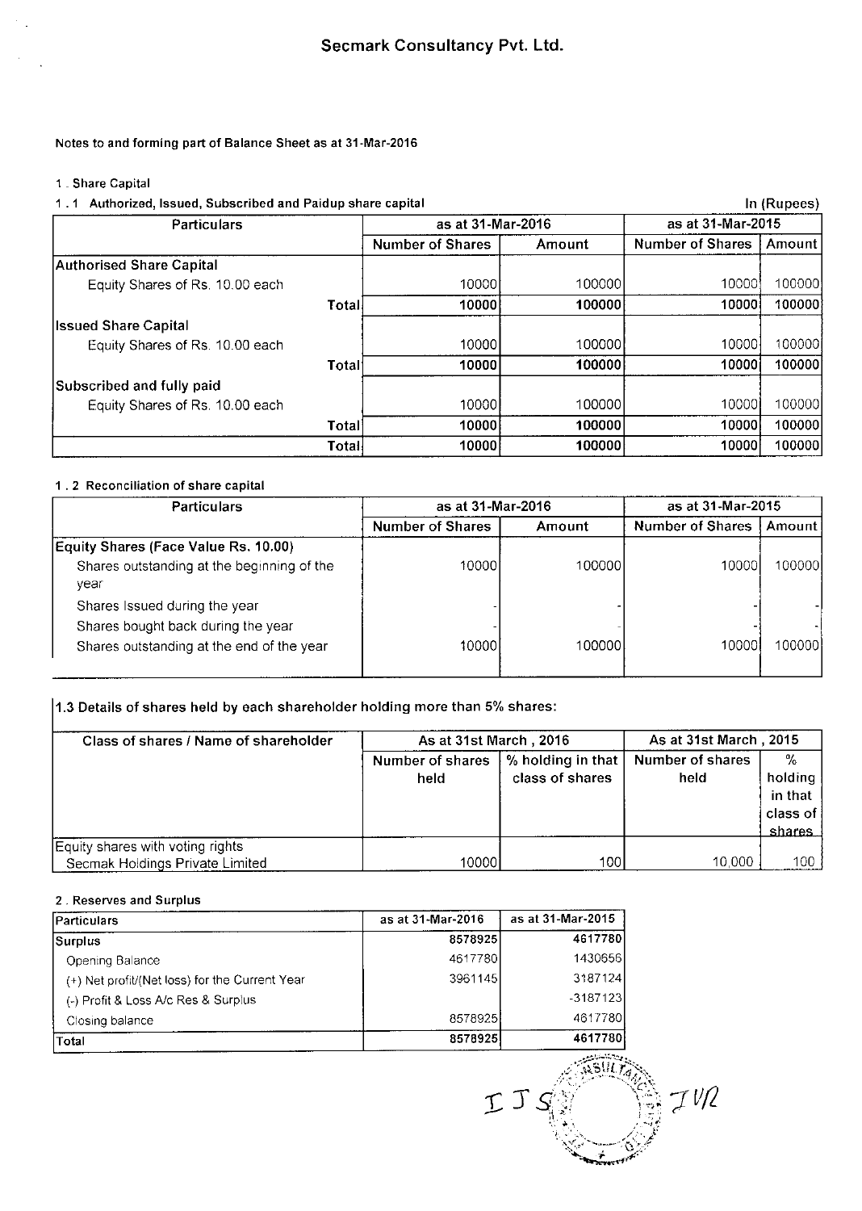# Secmark Consultancy Pvt. Ltd.

**Notes to and forming part of Balance Sheet as at 31-Mar-2016**

1 . Share Capital

1 . 1 Authorized, Issued, Subscribed and Paidup share capital

In (Rupees)

| Particulars | as at 31-Mar-2016 | | as at 31-Mar-2015 | |
|---|---|---|---|---|
| | Number of Shares | Amount | Number of Shares | Amount |
| **Authorised Share Capital** | | | | |
| Equity Shares of Rs. 10.00 each | 10000 | 100000 | 10000 | 100000 |
| Total | **10000** | **100000** | **10000** | **100000** |
| **Issued Share Capital** | | | | |
| Equity Shares of Rs. 10.00 each | 10000 | 100000 | 10000 | 100000 |
| Total | **10000** | **100000** | **10000** | **100000** |
| **Subscribed and fully paid** | | | | |
| Equity Shares of Rs. 10.00 each | 10000 | 100000 | 10000 | 100000 |
| Total | **10000** | **100000** | **10000** | **100000** |
| Total | **10000** | **100000** | **10000** | **100000** |

1 . 2 Reconciliation of share capital

| Particulars | as at 31-Mar-2016 | | as at 31-Mar-2015 | |
|---|---|---|---|---|
| | Number of Shares | Amount | Number of Shares | Amount |
| **Equity Shares (Face Value Rs. 10.00)** | | | | |
| Shares outstanding at the beginning of the year | 10000 | 100000 | 10000 | 100000 |
| Shares Issued during the year | - | - | - | - |
| Shares bought back during the year | - | - | - | - |
| Shares outstanding at the end of the year | 10000 | 100000 | 10000 | 100000 |

**1.3 Details of shares held by each shareholder holding more than 5% shares:**

| Class of shares / Name of shareholder | As at 31st March , 2016 | | As at 31st March , 2015 | |
|---|---|---|---|---|
| | Number of shares held | % holding in that class of shares | Number of shares held | % holding in that class of shares |
| Equity shares with voting rights | | | | |
| Secmak Holdings Private Limited | 10000 | 100 | 10,000 | 100 |

2 . Reserves and Surplus

| Particulars | as at 31-Mar-2016 | as at 31-Mar-2015 |
|---|---|---|
| **Surplus** | 8578925 | 4617780 |
| Opening Balance | 4617780 | 1430656 |
| (+) Net profit/(Net loss) for the Current Year | 3961145 | 3187124 |
| (-) Profit & Loss A/c Res & Surplus | | -3187123 |
| Closing balance | 8578925 | 4617780 |
| Total | 8578925 | 4617780 |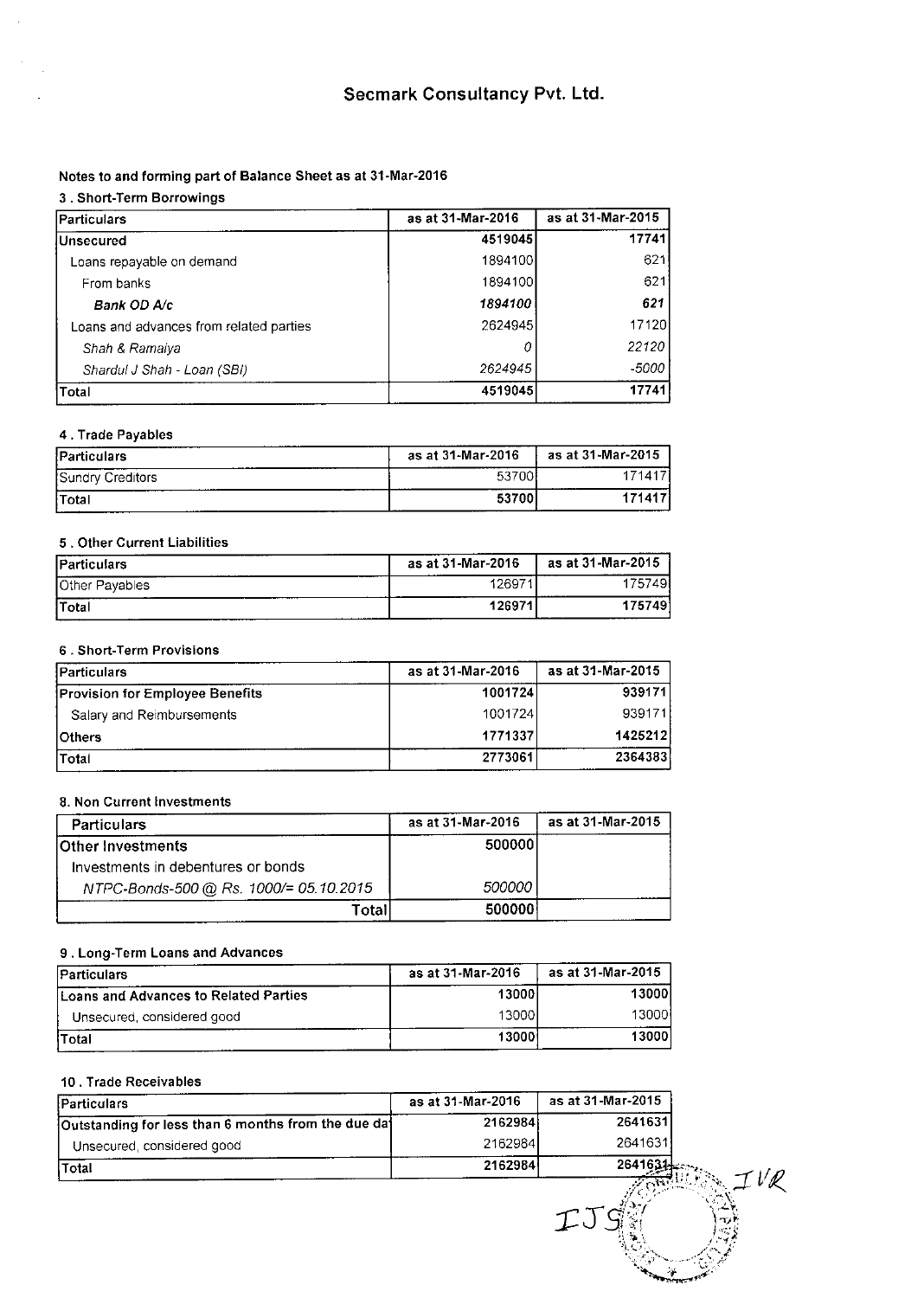# Secmark Consultancy Pvt. Ltd.

**Notes to and forming part of Balance Sheet as at 31-Mar-2016**

**3 . Short-Term Borrowings**

| Particulars | as at 31-Mar-2016 | as at 31-Mar-2015 |
|---|---|---|
| Unsecured | **4519045** | **17741** |
| Loans repayable on demand | 1894100 | 621 |
| From banks | 1894100 | 621 |
| ***Bank OD A/c*** | ***1894100*** | ***621*** |
| Loans and advances from related parties | 2624945 | 17120 |
| *Shah & Ramaiya* | *0* | *22120* |
| *Shardul J Shah - Loan (SBI)* | *2624945* | *-5000* |
| Total | **4519045** | **17741** |

**4 . Trade Payables**

| Particulars | as at 31-Mar-2016 | as at 31-Mar-2015 |
|---|---|---|
| Sundry Creditors | 53700 | 171417 |
| Total | **53700** | **171417** |

**5 . Other Current Liabilities**

| Particulars | as at 31-Mar-2016 | as at 31-Mar-2015 |
|---|---|---|
| Other Payables | 126971 | 175749 |
| Total | **126971** | **175749** |

**6 . Short-Term Provisions**

| Particulars | as at 31-Mar-2016 | as at 31-Mar-2015 |
|---|---|---|
| **Provision for Employee Benefits** | **1001724** | **939171** |
| Salary and Reimbursements | 1001724 | 939171 |
| **Others** | **1771337** | **1425212** |
| Total | **2773061** | **2364383** |

**8. Non Current Investments**

| Particulars | as at 31-Mar-2016 | as at 31-Mar-2015 |
|---|---|---|
| **Other Investments** | **500000** | |
| Investments in debentures or bonds | | |
| *NTPC-Bonds-500 @ Rs. 1000/= 05.10.2015* | *500000* | |
| Total | **500000** | |

**9 . Long-Term Loans and Advances**

| Particulars | as at 31-Mar-2016 | as at 31-Mar-2015 |
|---|---|---|
| **Loans and Advances to Related Parties** | **13000** | **13000** |
| Unsecured, considered good | 13000 | 13000 |
| Total | **13000** | **13000** |

**10 . Trade Receivables**

| Particulars | as at 31-Mar-2016 | as at 31-Mar-2015 |
|---|---|---|
| **Outstanding for less than 6 months from the due da** | **2162984** | **2641631** |
| Unsecured, considered good | 2162984 | 2641631 |
| Total | **2162984** | **2641631** |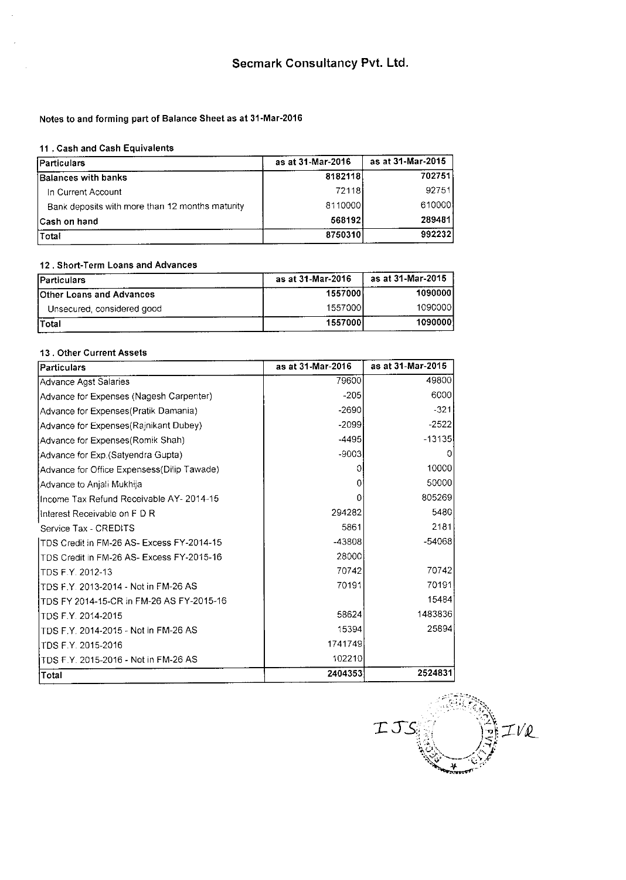# Secmark Consultancy Pvt. Ltd.

**Notes to and forming part of Balance Sheet as at 31-Mar-2016**

### 11 . Cash and Cash Equivalents

| Particulars | as at 31-Mar-2016 | as at 31-Mar-2015 |
|---|---|---|
| **Balances with banks** | **8182118** | **702751** |
| In Current Account | 72118 | 92751 |
| Bank deposits with more than 12 months maturity | 8110000 | 610000 |
| **Cash on hand** | **568192** | **289481** |
| Total | **8750310** | **992232** |

### 12 . Short-Term Loans and Advances

| Particulars | as at 31-Mar-2016 | as at 31-Mar-2015 |
|---|---|---|
| **Other Loans and Advances** | **1557000** | **1090000** |
| Unsecured, considered good | 1557000 | 1090000 |
| Total | **1557000** | **1090000** |

### 13 . Other Current Assets

| Particulars | as at 31-Mar-2016 | as at 31-Mar-2015 |
|---|---|---|
| Advance Agst Salaries | 79600 | 49800 |
| Advance for Expenses (Nagesh Carpenter) | -205 | 6000 |
| Advance for Expenses(Pratik Damania) | -2690 | -321 |
| Advance for Expenses(Rajnikant Dubey) | -2099 | -2522 |
| Advance for Expenses(Romik Shah) | -4495 | -13135 |
| Advance for Exp.(Satyendra Gupta) | -9003 | 0 |
| Advance for Office Expensess(Dilip Tawade) | 0 | 10000 |
| Advance to Anjali Mukhija | 0 | 50000 |
| Income Tax Refund Receivable AY- 2014-15 | 0 | 805269 |
| Interest Receivable on F D R | 294282 | 5480 |
| Service Tax - CREDITS | 5861 | 2181 |
| TDS Credit in FM-26 AS- Excess FY-2014-15 | -43808 | -54068 |
| TDS Credit in FM-26 AS- Excess FY-2015-16 | 28000 | |
| TDS F.Y. 2012-13 | 70742 | 70742 |
| TDS F.Y. 2013-2014 - Not in FM-26 AS | 70191 | 70191 |
| TDS FY 2014-15-CR in FM-26 AS FY-2015-16 | | 15484 |
| TDS F.Y. 2014-2015 | 58624 | 1483836 |
| TDS F.Y. 2014-2015 - Not in FM-26 AS | 15394 | 25894 |
| TDS F.Y. 2015-2016 | 1741749 | |
| TDS F.Y. 2015-2016 - Not in FM-26 AS | 102210 | |
| Total | 2404353 | 2524831 |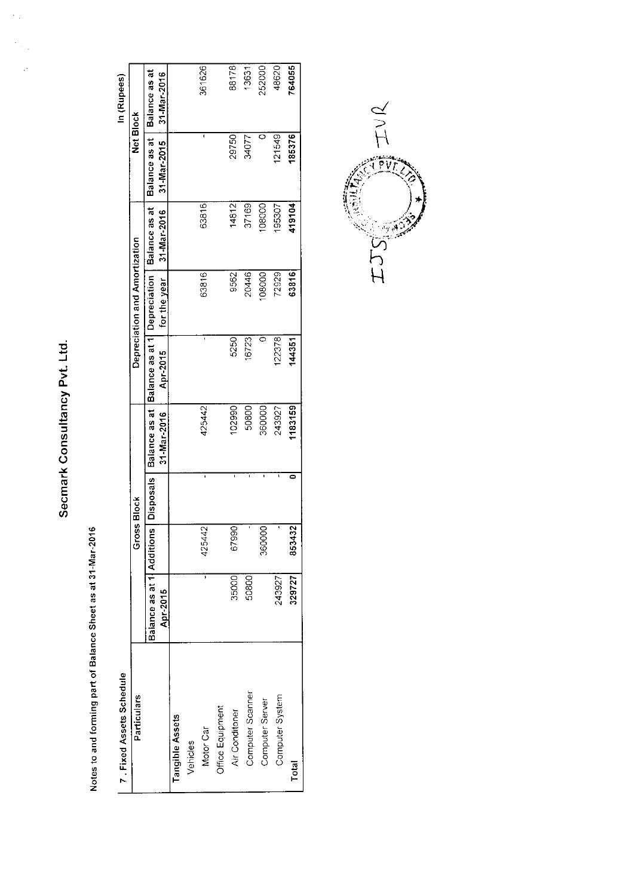# Secmark Consultancy Pvt. Ltd.

Notes to and forming part of Balance Sheet as at 31-Mar-2016

7 . Fixed Assets Schedule

In (Rupees)

| Particulars | Gross Block | | | | Depreciation and Amortization | | | Net Block | |
|---|---|---|---|---|---|---|---|---|---|
| | Balance as at 1 Apr-2015 | Additions | Disposals | Balance as at 31-Mar-2016 | Balance as at 1 Apr-2015 | Depreciation for the year | Balance as at 31-Mar-2016 | Balance as at 31-Mar-2015 | Balance as at 31-Mar-2016 |
| **Tangible Assets** | | | | | | | | | |
| Vehicles | | | | | | | | | |
| Motor Car | - | 425442 | - | 425442 | - | 63816 | 63816 | - | 361626 |
| Office Equipment | | | | | | | | | |
| Air Conditoner | 35000 | 67990 | - | 102990 | 5250 | 9562 | 14812 | 29750 | 88178 |
| Computer Scanner | 50800 | - | - | 50800 | 16723 | 20446 | 37169 | 34077 | 13631 |
| Computer Server | | 360000 | - | 360000 | 0 | 108000 | 108000 | 0 | 252000 |
| Computer System | 243927 | - | - | 243927 | 122378 | 72929 | 195307 | 121549 | 48620 |
| Total | 329727 | 853432 | 0 | 1183159 | 144351 | 63816 | 419104 | 185376 | 764055 |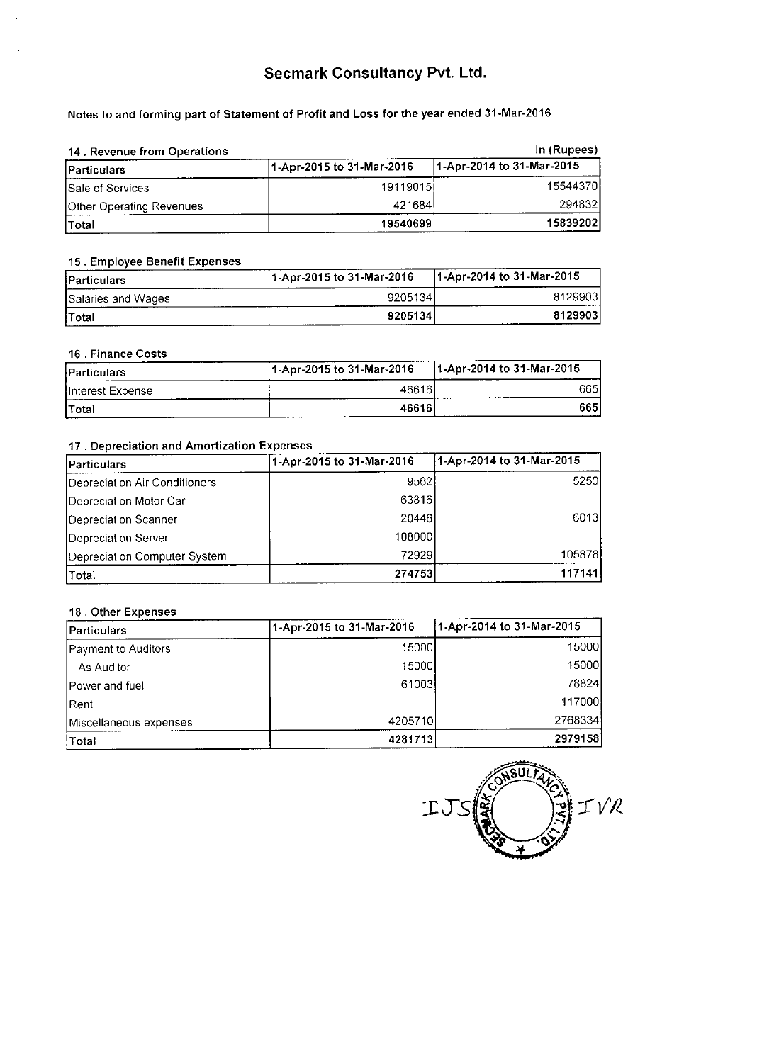# Secmark Consultancy Pvt. Ltd.

**Notes to and forming part of Statement of Profit and Loss for the year ended 31-Mar-2016**

**14 . Revenue from Operations** In (Rupees)

| Particulars | 1-Apr-2015 to 31-Mar-2016 | 1-Apr-2014 to 31-Mar-2015 |
|---|---|---|
| Sale of Services | 19119015 | 15544370 |
| Other Operating Revenues | 421684 | 294832 |
| **Total** | **19540699** | **15839202** |

**15 . Employee Benefit Expenses**

| Particulars | 1-Apr-2015 to 31-Mar-2016 | 1-Apr-2014 to 31-Mar-2015 |
|---|---|---|
| Salaries and Wages | 9205134 | 8129903 |
| **Total** | **9205134** | **8129903** |

**16 . Finance Costs**

| Particulars | 1-Apr-2015 to 31-Mar-2016 | 1-Apr-2014 to 31-Mar-2015 |
|---|---|---|
| Interest Expense | 46616 | 665 |
| **Total** | **46616** | **665** |

**17 . Depreciation and Amortization Expenses**

| Particulars | 1-Apr-2015 to 31-Mar-2016 | 1-Apr-2014 to 31-Mar-2015 |
|---|---|---|
| Depreciation Air Conditioners | 9562 | 5250 |
| Depreciation Motor Car | 63816 | |
| Depreciation Scanner | 20446 | 6013 |
| Depreciation Server | 108000 | |
| Depreciation Computer System | 72929 | 105878 |
| Total | 274753 | 117141 |

**18 . Other Expenses**

| Particulars | 1-Apr-2015 to 31-Mar-2016 | 1-Apr-2014 to 31-Mar-2015 |
|---|---|---|
| Payment to Auditors | 15000 | 15000 |
| As Auditor | 15000 | 15000 |
| Power and fuel | 61003 | 78824 |
| Rent | | 117000 |
| Miscellaneous expenses | 4205710 | 2768334 |
| Total | 4281713 | 2979158 |

IJS (Seal: SECMARK CONSULTANCY PVT. LTD.) IVR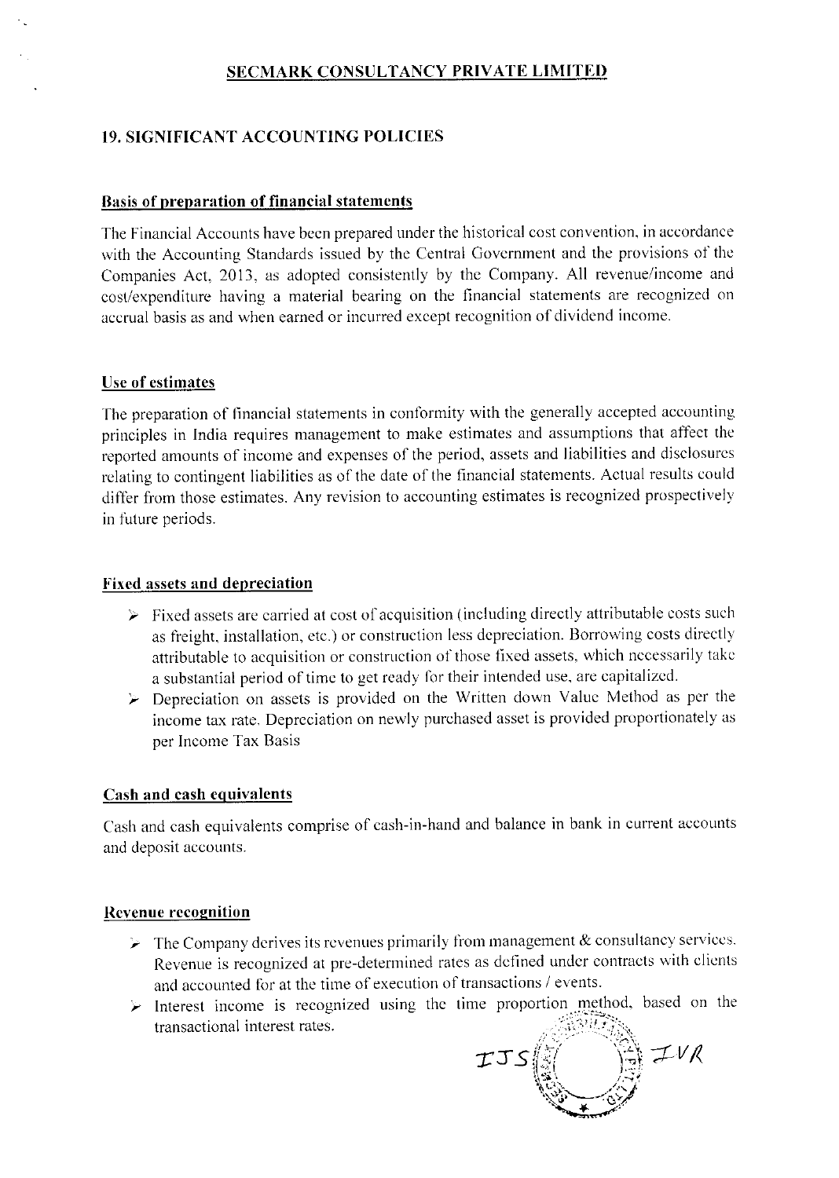## SECMARK CONSULTANCY PRIVATE LIMITED

## 19. SIGNIFICANT ACCOUNTING POLICIES

### Basis of preparation of financial statements

The Financial Accounts have been prepared under the historical cost convention, in accordance with the Accounting Standards issued by the Central Government and the provisions of the Companies Act, 2013, as adopted consistently by the Company. All revenue/income and cost/expenditure having a material bearing on the financial statements are recognized on accrual basis as and when earned or incurred except recognition of dividend income.

### Use of estimates

The preparation of financial statements in conformity with the generally accepted accounting principles in India requires management to make estimates and assumptions that affect the reported amounts of income and expenses of the period, assets and liabilities and disclosures relating to contingent liabilities as of the date of the financial statements. Actual results could differ from those estimates. Any revision to accounting estimates is recognized prospectively in future periods.

### Fixed assets and depreciation

- Fixed assets are carried at cost of acquisition (including directly attributable costs such as freight, installation, etc.) or construction less depreciation. Borrowing costs directly attributable to acquisition or construction of those fixed assets, which necessarily take a substantial period of time to get ready for their intended use, are capitalized.
- Depreciation on assets is provided on the Written down Value Method as per the income tax rate. Depreciation on newly purchased asset is provided proportionately as per Income Tax Basis

### Cash and cash equivalents

Cash and cash equivalents comprise of cash-in-hand and balance in bank in current accounts and deposit accounts.

### Revenue recognition

- The Company derives its revenues primarily from management & consultancy services. Revenue is recognized at pre-determined rates as defined under contracts with clients and accounted for at the time of execution of transactions / events.
- Interest income is recognized using the time proportion method, based on the transactional interest rates.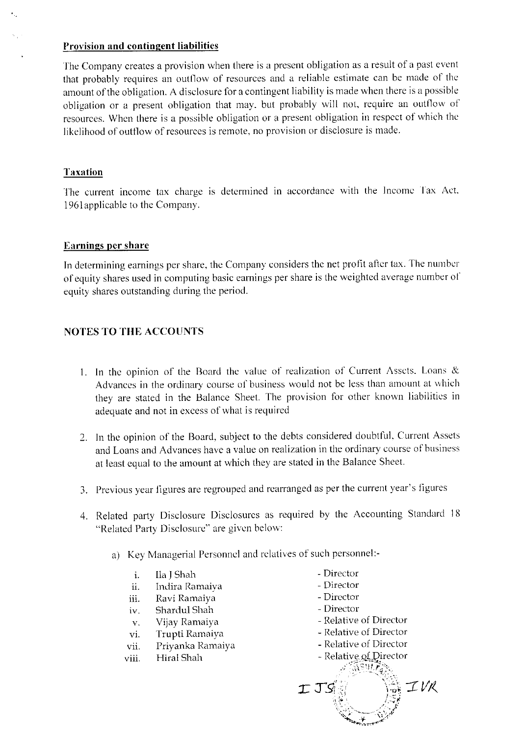**Provision and contingent liabilities**

The Company creates a provision when there is a present obligation as a result of a past event that probably requires an outflow of resources and a reliable estimate can be made of the amount of the obligation. A disclosure for a contingent liability is made when there is a possible obligation or a present obligation that may, but probably will not, require an outflow of resources. When there is a possible obligation or a present obligation in respect of which the likelihood of outflow of resources is remote, no provision or disclosure is made.

**Taxation**

The current income tax charge is determined in accordance with the Income Tax Act, 1961applicable to the Company.

**Earnings per share**

In determining earnings per share, the Company considers the net profit after tax. The number of equity shares used in computing basic earnings per share is the weighted average number of equity shares outstanding during the period.

## NOTES TO THE ACCOUNTS

1. In the opinion of the Board the value of realization of Current Assets, Loans & Advances in the ordinary course of business would not be less than amount at which they are stated in the Balance Sheet. The provision for other known liabilities in adequate and not in excess of what is required

2. In the opinion of the Board, subject to the debts considered doubtful, Current Assets and Loans and Advances have a value on realization in the ordinary course of business at least equal to the amount at which they are stated in the Balance Sheet.

3. Previous year figures are regrouped and rearranged as per the current year's figures

4. Related party Disclosure Disclosures as required by the Accounting Standard 18 "Related Party Disclosure" are given below:

   a) Key Managerial Personnel and relatives of such personnel:-

      i. Ila J Shah - Director
      ii. Indira Ramaiya - Director
      iii. Ravi Ramaiya - Director
      iv. Shardul Shah - Director
      v. Vijay Ramaiya - Relative of Director
      vi. Trupti Ramaiya - Relative of Director
      vii. Priyanka Ramaiya - Relative of Director
      viii. Hiral Shah - Relative of Director

IJS IVR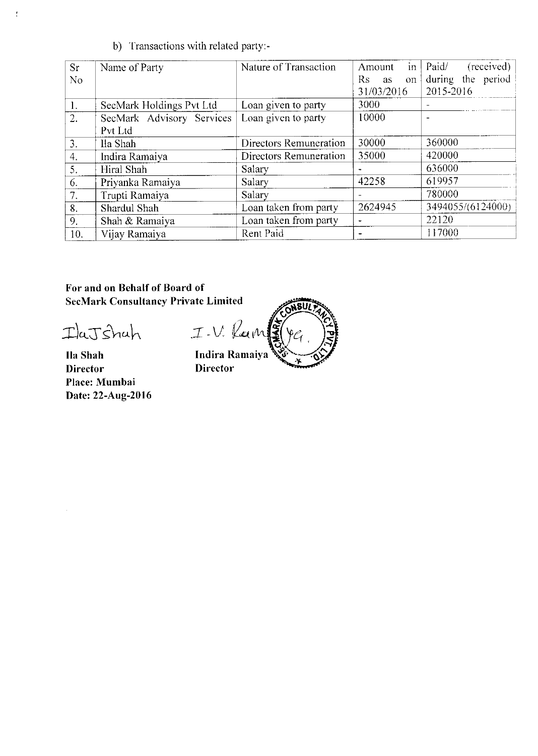b) Transactions with related party:-

| Sr No | Name of Party | Nature of Transaction | Amount in Rs as on 31/03/2016 | Paid/ (received) during the period 2015-2016 |
|---|---|---|---|---|
| 1. | SecMark Holdings Pvt Ltd | Loan given to party | 3000 | - |
| 2. | SecMark Advisory Services Pvt Ltd | Loan given to party | 10000 | - |
| 3. | Ila Shah | Directors Remuneration | 30000 | 360000 |
| 4. | Indira Ramaiya | Directors Remuneration | 35000 | 420000 |
| 5. | Hiral Shah | Salary | - | 636000 |
| 6. | Priyanka Ramaiya | Salary | 42258 | 619957 |
| 7. | Trupti Ramaiya | Salary | - | 780000 |
| 8. | Shardul Shah | Loan taken from party | 2624945 | 3494055/(6124000) |
| 9. | Shah & Ramaiya | Loan taken from party | - | 22120 |
| 10. | Vijay Ramaiya | Rent Paid | - | 117000 |

**For and on Behalf of Board of**
**SecMark Consultancy Private Limited**

| | |
|---|---|
| **Ila Shah** | **Indira Ramaiya** |
| **Director** | **Director** |

**Place: Mumbai**
**Date: 22-Aug-2016**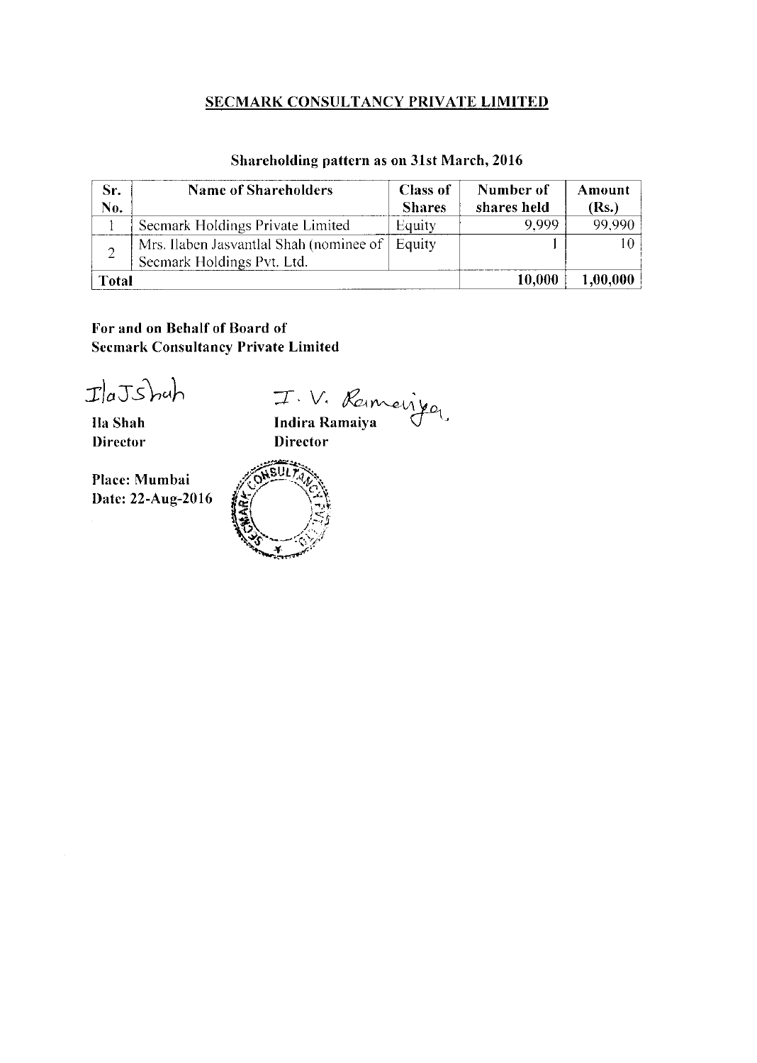# SECMARK CONSULTANCY PRIVATE LIMITED

## Shareholding pattern as on 31st March, 2016

| Sr. No. | Name of Shareholders | Class of Shares | Number of shares held | Amount (Rs.) |
|---|---|---|---|---|
| 1 | Secmark Holdings Private Limited | Equity | 9,999 | 99,990 |
| 2 | Mrs. Ilaben Jasvantlal Shah (nominee of Secmark Holdings Pvt. Ltd. | Equity | 1 | 10 |
| **Total** | | | **10,000** | **1,00,000** |

**For and on Behalf of Board of**
**Secmark Consultancy Private Limited**

IlaJShah

**Ila Shah**
**Director**

I. V. Ramaiya

**Indira Ramaiya**
**Director**

**Place: Mumbai**
**Date: 22-Aug-2016**